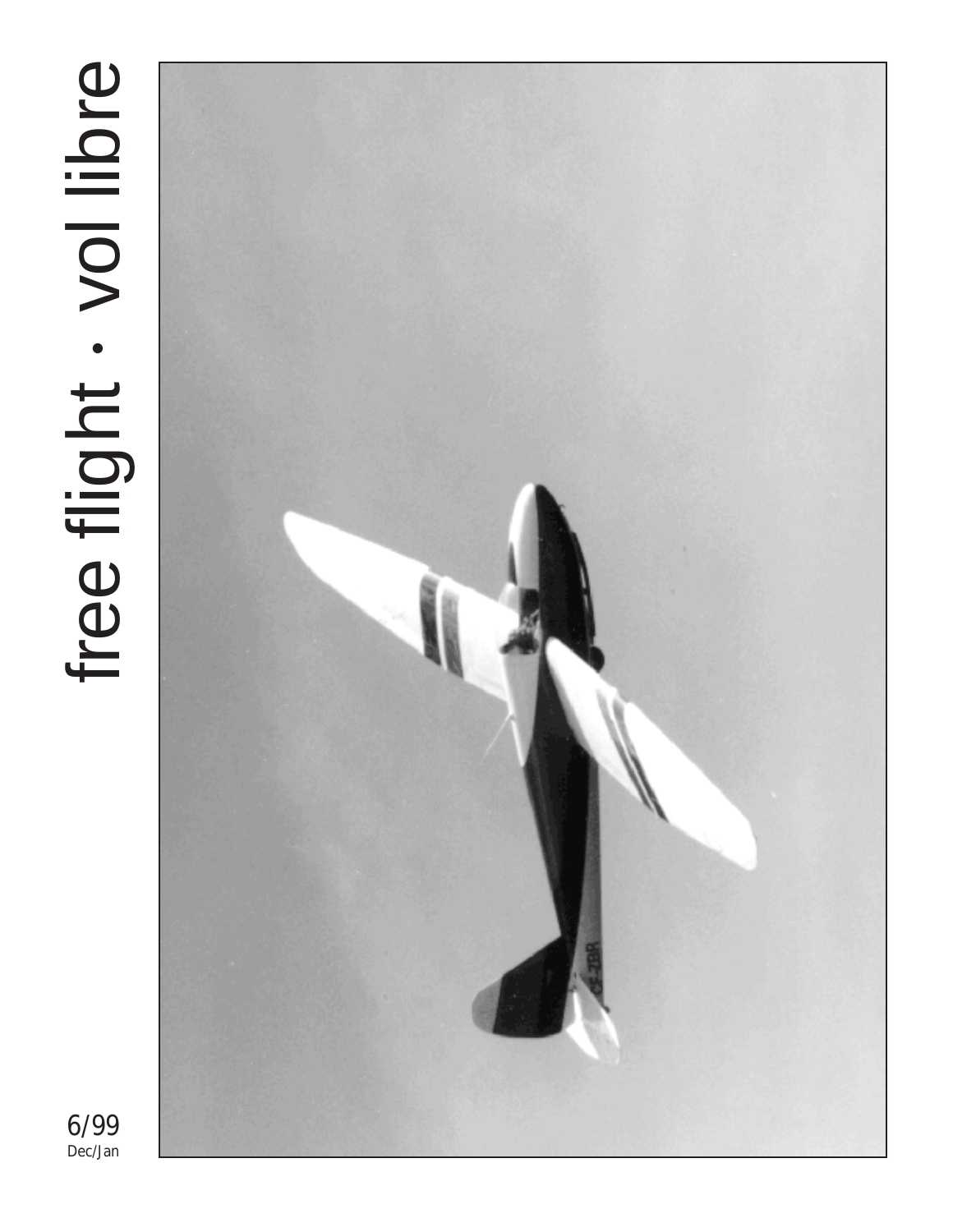# free flight · vol libre

6/99
Dec/Jan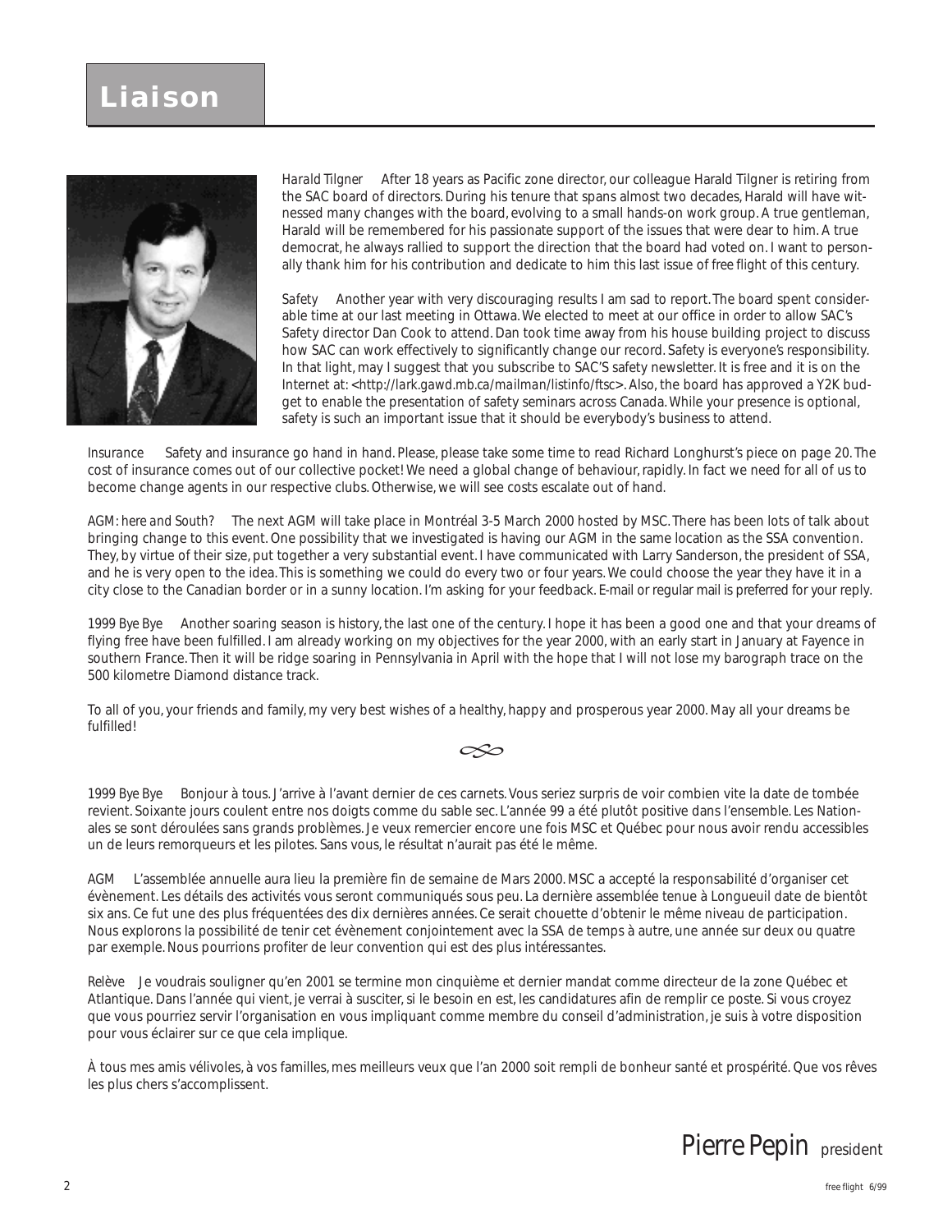# Liaison

*Harald Tilgner* After 18 years as Pacific zone director, our colleague Harald Tilgner is retiring from the SAC board of directors. During his tenure that spans almost two decades, Harald will have witnessed many changes with the board, evolving to a small hands-on work group. A true gentleman, Harald will be remembered for his passionate support of the issues that were dear to him. A true democrat, he always rallied to support the direction that the board had voted on. I want to personally thank him for his contribution and dedicate to him this last issue of *free flight* of this century.

*Safety* Another year with very discouraging results I am sad to report. The board spent considerable time at our last meeting in Ottawa. We elected to meet at our office in order to allow SAC's Safety director Dan Cook to attend. Dan took time away from his house building project to discuss how SAC can work effectively to significantly change our record. Safety is everyone's responsibility. In that light, may I suggest that you subscribe to SAC'S safety newsletter. It is free and it is on the Internet at: <*http://lark.gawd.mb.ca/mailman/listinfo/ftsc*>. Also, the board has approved a Y2K budget to enable the presentation of safety seminars across Canada. While your presence is optional, safety is such an important issue that it should be everybody's business to attend.

*Insurance* Safety and insurance go hand in hand. Please, please take some time to read Richard Longhurst's piece on page 20. The cost of insurance comes out of our collective pocket! We need a global change of behaviour, rapidly. In fact we need for all of us to become change agents in our respective clubs. Otherwise, we will see costs escalate out of hand.

*AGM: here and South?* The next AGM will take place in Montréal 3-5 March 2000 hosted by MSC. There has been lots of talk about bringing change to this event. One possibility that we investigated is having our AGM in the same location as the SSA convention. They, by virtue of their size, put together a very substantial event. I have communicated with Larry Sanderson, the president of SSA, and he is very open to the idea. This is something we could do every two or four years. We could choose the year they have it in a city close to the Canadian border or in a sunny location. I'm asking for your feedback. E-mail or regular mail is preferred for your reply.

*1999 Bye Bye* Another soaring season is history, the last one of the century. I hope it has been a good one and that your dreams of flying free have been fulfilled. I am already working on my objectives for the year 2000, with an early start in January at Fayence in southern France. Then it will be ridge soaring in Pennsylvania in April with the hope that I will not lose my barograph trace on the 500 kilometre Diamond distance track.

To all of you, your friends and family, my very best wishes of a healthy, happy and prosperous year 2000. May all your dreams be fulfilled!

*1999 Bye Bye* Bonjour à tous. J'arrive à l'avant dernier de ces carnets. Vous seriez surpris de voir combien vite la date de tombée revient. Soixante jours coulent entre nos doigts comme du sable sec. L'année 99 a été plutôt positive dans l'ensemble. Les Nationales se sont déroulées sans grands problèmes. Je veux remercier encore une fois MSC et Québec pour nous avoir rendu accessibles un de leurs remorqueurs et les pilotes. Sans vous, le résultat n'aurait pas été le même.

*AGM* L'assemblée annuelle aura lieu la première fin de semaine de Mars 2000. MSC a accepté la responsabilité d'organiser cet évènement. Les détails des activités vous seront communiqués sous peu. La dernière assemblée tenue à Longueuil date de bientôt six ans. Ce fut une des plus fréquentées des dix dernières années. Ce serait chouette d'obtenir le même niveau de participation. Nous explorons la possibilité de tenir cet évènement conjointement avec la SSA de temps à autre, une année sur deux ou quatre par exemple. Nous pourrions profiter de leur convention qui est des plus intéressantes.

*Relève* Je voudrais souligner qu'en 2001 se termine mon cinquième et dernier mandat comme directeur de la zone Québec et Atlantique. Dans l'année qui vient, je verrai à susciter, si le besoin en est, les candidatures afin de remplir ce poste. Si vous croyez que vous pourriez servir l'organisation en vous impliquant comme membre du conseil d'administration, je suis à votre disposition pour vous éclairer sur ce que cela implique.

À tous mes amis vélivoles, à vos familles, mes meilleurs veux que l'an 2000 soit rempli de bonheur santé et prospérité. Que vos rêves les plus chers s'accomplissent.

Pierre Pepin president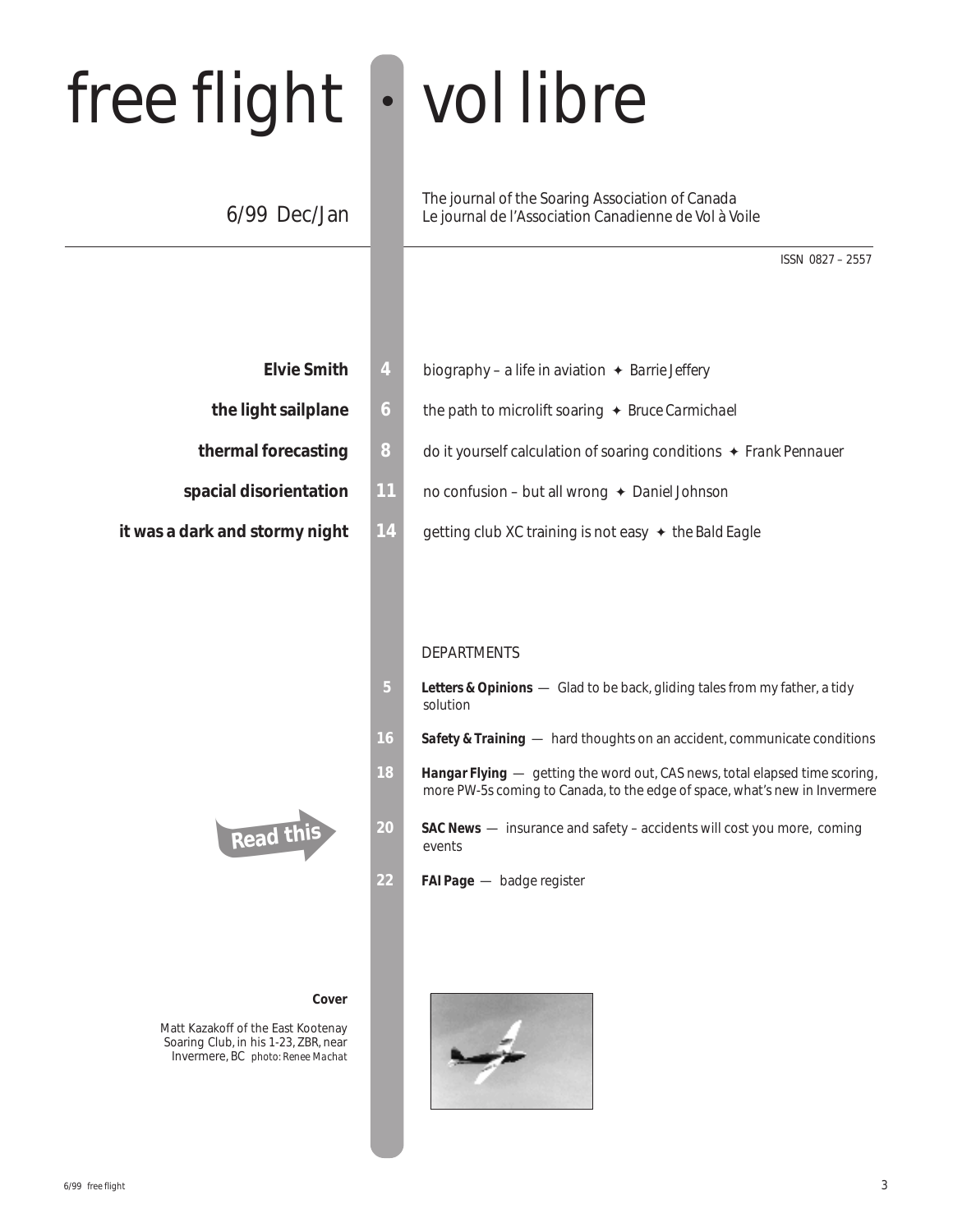# free flight • vol libre

6/99 Dec/Jan

The journal of the Soaring Association of Canada
Le journal de l'Association Canadienne de Vol à Voile

ISSN 0827 – 2557

**Elvie Smith** 4 biography – a life in aviation ✦ *Barrie Jeffery*

**the light sailplane** 6 the path to microlift soaring ✦ *Bruce Carmichael*

**thermal forecasting** 8 do it yourself calculation of soaring conditions ✦ *Frank Pennauer*

**spacial disorientation** 11 no confusion – but all wrong ✦ *Daniel Johnson*

**it was a dark and stormy night** 14 getting club XC training is not easy ✦ *the Bald Eagle*

## DEPARTMENTS

5 ***Letters & Opinions*** — Glad to be back, gliding tales from my father, a tidy solution

16 ***Safety & Training*** — hard thoughts on an accident, communicate conditions

18 ***Hangar Flying*** — getting the word out, CAS news, total elapsed time scoring, more PW-5s coming to Canada, to the edge of space, what's new in Invermere

Read this

20 ***SAC News*** — insurance and safety – accidents will cost you more, coming events

22 ***FAI Page*** — badge register

**Cover**

Matt Kazakoff of the East Kootenay Soaring Club, in his 1-23, ZBR, near Invermere, BC *photo: Renee Machat*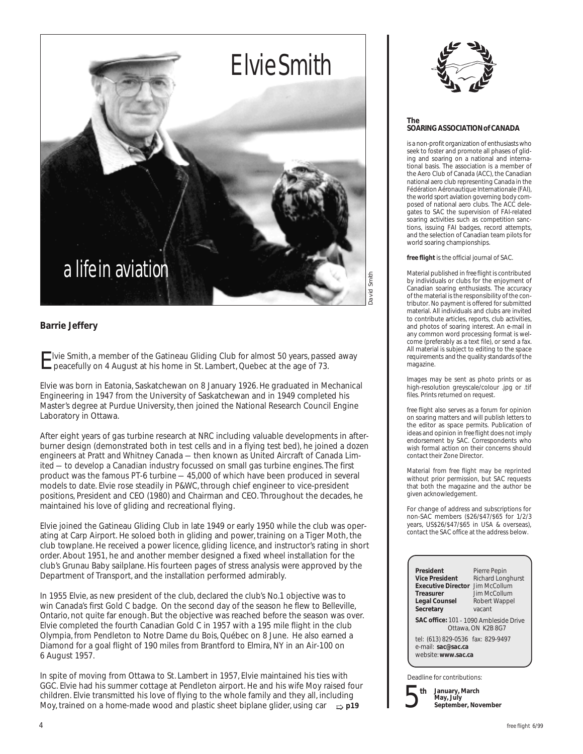# Elvie Smith

## a life in aviation

David Smith

**Barrie Jeffery**

Elvie Smith, a member of the Gatineau Gliding Club for almost 50 years, passed away peacefully on 4 August at his home in St. Lambert, Quebec at the age of 73.

Elvie was born in Eatonia, Saskatchewan on 8 January 1926. He graduated in Mechanical Engineering in 1947 from the University of Saskatchewan and in 1949 completed his Master's degree at Purdue University, then joined the National Research Council Engine Laboratory in Ottawa.

After eight years of gas turbine research at NRC including valuable developments in afterburner design (demonstrated both in test cells and in a flying test bed), he joined a dozen engineers at Pratt and Whitney Canada — then known as United Aircraft of Canada Limited — to develop a Canadian industry focussed on small gas turbine engines. The first product was the famous PT-6 turbine — 45,000 of which have been produced in several models to date. Elvie rose steadily in P&WC, through chief engineer to vice-president positions, President and CEO (1980) and Chairman and CEO. Throughout the decades, he maintained his love of gliding and recreational flying.

Elvie joined the Gatineau Gliding Club in late 1949 or early 1950 while the club was operating at Carp Airport. He soloed both in gliding and power, training on a Tiger Moth, the club towplane. He received a power licence, gliding licence, and instructor's rating in short order. About 1951, he and another member designed a fixed wheel installation for the club's Grunau Baby sailplane. His fourteen pages of stress analysis were approved by the Department of Transport, and the installation performed admirably.

In 1955 Elvie, as new president of the club, declared the club's No.1 objective was to win Canada's first Gold C badge. On the second day of the season he flew to Belleville, Ontario, not quite far enough. But the objective was reached before the season was over. Elvie completed the fourth Canadian Gold C in 1957 with a 195 mile flight in the club Olympia, from Pendleton to Notre Dame du Bois, Québec on 8 June. He also earned a Diamond for a goal flight of 190 miles from Brantford to Elmira, NY in an Air-100 on 6 August 1957.

In spite of moving from Ottawa to St. Lambert in 1957, Elvie maintained his ties with GGC. Elvie had his summer cottage at Pendleton airport. He and his wife Moy raised four children. Elvie transmitted his love of flying to the whole family and they all, including Moy, trained on a home-made wood and plastic sheet biplane glider, using car ⇨ **p19**

---

**The SOARING ASSOCIATION of CANADA**

is a non-profit organization of enthusiasts who seek to foster and promote all phases of gliding and soaring on a national and international basis. The association is a member of the Aero Club of Canada (ACC), the Canadian national aero club representing Canada in the Fédération Aéronautique Internationale (FAI), the world sport aviation governing body composed of national aero clubs. The ACC delegates to SAC the supervision of FAI-related soaring activities such as competition sanctions, issuing FAI badges, record attempts, and the selection of Canadian team pilots for world soaring championships.

**free flight** is the official journal of SAC.

Material published in *free flight* is contributed by individuals or clubs for the enjoyment of Canadian soaring enthusiasts. The accuracy of the material is the responsibility of the contributor. No payment is offered for submitted material. All individuals and clubs are invited to contribute articles, reports, club activities, and photos of soaring interest. An e-mail in any common word processing format is welcome (preferably as a text file), or send a fax. All material is subject to editing to the space requirements and the quality standards of the magazine.

Images may be sent as photo prints or as high-resolution greyscale/colour .jpg or .tif files. Prints returned on request.

*free flight* also serves as a forum for opinion on soaring matters and will publish letters to the editor as space permits. Publication of ideas and opinion in *free flight* does not imply endorsement by SAC. Correspondents who wish formal action on their concerns should contact their Zone Director.

Material from *free flight* may be reprinted without prior permission, but SAC requests that both the magazine and the author be given acknowledgement.

For change of address and subscriptions for non-SAC members ($26/$47/$65 for 1/2/3 years, US$26/$47/$65 in USA & overseas), contact the SAC office at the address below.

| | |
|---|---|
| **President** | Pierre Pepin |
| **Vice President** | Richard Longhurst |
| **Executive Director** | Jim McCollum |
| **Treasurer** | Jim McCollum |
| **Legal Counsel** | Robert Wappel |
| **Secretary** | vacant |

**SAC office:** 101 – 1090 Ambleside Drive
Ottawa, ON K2B 8G7

tel: (613) 829-0536 fax: 829-9497
e-mail: **sac@sac.ca**
website: **www.sac.ca**

Deadline for contributions:

**5th** **January, March May, July September, November**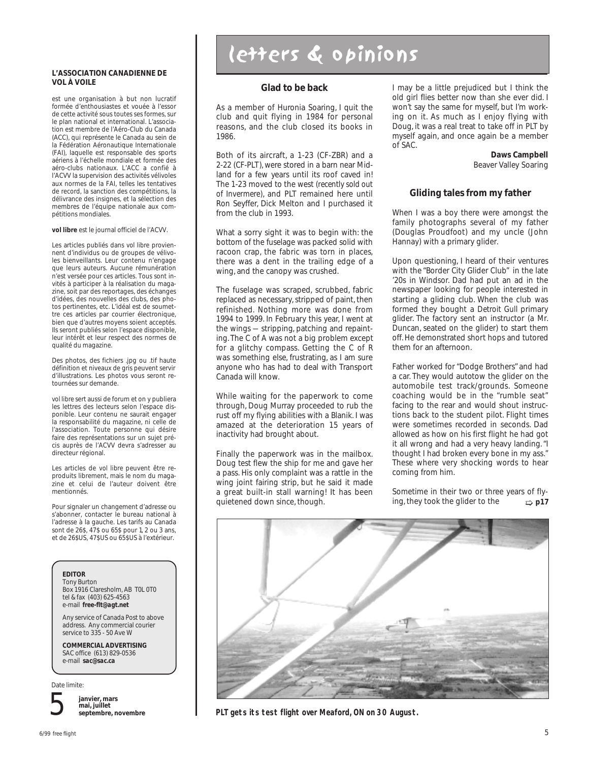**L'ASSOCIATION CANADIENNE DE VOL À VOILE**

est une organisation à but non lucratif formée d'enthousiastes et vouée à l'essor de cette activité sous toutes ses formes, sur le plan national et international. L'association est membre de l'Aéro-Club du Canada (ACC), qui représente le Canada au sein de la Fédération Aéronautique Internationale (FAI), laquelle est responsable des sports aériens à l'échelle mondiale et formée des aéro-clubs nationaux. L'ACC a confié à l'ACVV la supervision des activités vélivoles aux normes de la FAI, telles les tentatives de record, la sanction des compétitions, la délivrance des insignes, et la sélection des membres de l'équipe nationale aux compétitions mondiales.

**vol libre** est le journal officiel de l'ACVV.

Les articles publiés dans vol libre proviennent d'individus ou de groupes de vélivoles bienveillants. Leur contenu n'engage que leurs auteurs. Aucune rémunération n'est versée pour ces articles. Tous sont invités à participer à la réalisation du magazine, soit par des reportages, des échanges d'idées, des nouvelles des clubs, des photos pertinentes, etc. L'idéal est de soumettre ces articles par courrier électronique, bien que d'autres moyens soient acceptés. Ils seront publiés selon l'espace disponible, leur intérêt et leur respect des normes de qualité du magazine.

Des photos, des fichiers .jpg ou .tif haute définition et niveaux de gris peuvent servir d'illustrations. Les photos vous seront retournées sur demande.

vol libre sert aussi de forum et on y publiera les lettres des lecteurs selon l'espace disponible. Leur contenu ne saurait engager la responsabilité du magazine, ni celle de l'association. Toute personne qui désire faire des représentations sur un sujet précis auprès de l'ACVV devra s'adresser au directeur régional.

Les articles de vol libre peuvent être reproduits librement, mais le nom du magazine et celui de l'auteur doivent être mentionnés.

Pour signaler un changement d'adresse ou s'abonner, contacter le bureau national à l'adresse à la gauche. Les tarifs au Canada sont de 26$, 47$ ou 65$ pour 1, 2 ou 3 ans, et de 26$US, 47$US ou 65$US à l'extérieur.

**EDITOR**
Tony Burton
Box 1916 Claresholm, AB T0L 0T0
tel & fax (403) 625-4563
e-mail **free-flt@agt.net**

Any service of Canada Post to above address. Any commercial courier service to 335 - 50 Ave W

**COMMERCIAL ADVERTISING**
SAC office (613) 829-0536
e-mail **sac@sac.ca**

Date limite:

5 **janvier, mars mai, juillet septembre, novembre**

# letters & opinions

## Glad to be back

As a member of Huronia Soaring, I quit the club and quit flying in 1984 for personal reasons, and the club closed its books in 1986.

Both of its aircraft, a 1-23 (CF-ZBR) and a 2-22 (CF-PLT), were stored in a barn near Midland for a few years until its roof caved in! The 1-23 moved to the west (recently sold out of Invermere), and PLT remained here until Ron Seyffer, Dick Melton and I purchased it from the club in 1993.

What a sorry sight it was to begin with: the bottom of the fuselage was packed solid with racoon crap, the fabric was torn in places, there was a dent in the trailing edge of a wing, and the canopy was crushed.

The fuselage was scraped, scrubbed, fabric replaced as necessary, stripped of paint, then refinished. Nothing more was done from 1994 to 1999. In February this year, I went at the wings — stripping, patching and repainting. The C of A was not a big problem except for a glitchy compass. Getting the C of R was something else, frustrating, as I am sure anyone who has had to deal with Transport Canada will know.

While waiting for the paperwork to come through, Doug Murray proceeded to rub the rust off my flying abilities with a Blanik. I was amazed at the deterioration 15 years of inactivity had brought about.

Finally the paperwork was in the mailbox. Doug test flew the ship for me and gave her a pass. His only complaint was a rattle in the wing joint fairing strip, but he said it made a great built-in stall warning! It has been quietened down since, though.

I may be a little prejudiced but I think the old girl flies better now than she ever did. I won't say the same for myself, but I'm working on it. As much as I enjoy flying with Doug, it was a real treat to take off in PLT by myself again, and once again be a member of SAC.

**Daws Campbell**
Beaver Valley Soaring

## Gliding tales from my father

When I was a boy there were amongst the family photographs several of my father (Douglas Proudfoot) and my uncle (John Hannay) with a primary glider.

Upon questioning, I heard of their ventures with the "Border City Glider Club" in the late '20s in Windsor. Dad had put an ad in the newspaper looking for people interested in starting a gliding club. When the club was formed they bought a Detroit Gull primary glider. The factory sent an instructor (a Mr. Duncan, seated on the glider) to start them off. He demonstrated short hops and tutored them for an afternoon.

Father worked for "Dodge Brothers" and had a car. They would autotow the glider on the automobile test track/grounds. Someone coaching would be in the "rumble seat" facing to the rear and would shout instructions back to the student pilot. Flight times were sometimes recorded in seconds. Dad allowed as how on his first flight he had got it all wrong and had a very heavy landing. "I thought I had broken every bone in my ass." These where very shocking words to hear coming from him.

Sometime in their two or three years of flying, they took the glider to the ⇨ **p17**

***PLT gets its test flight over Meaford, ON on 30 August.***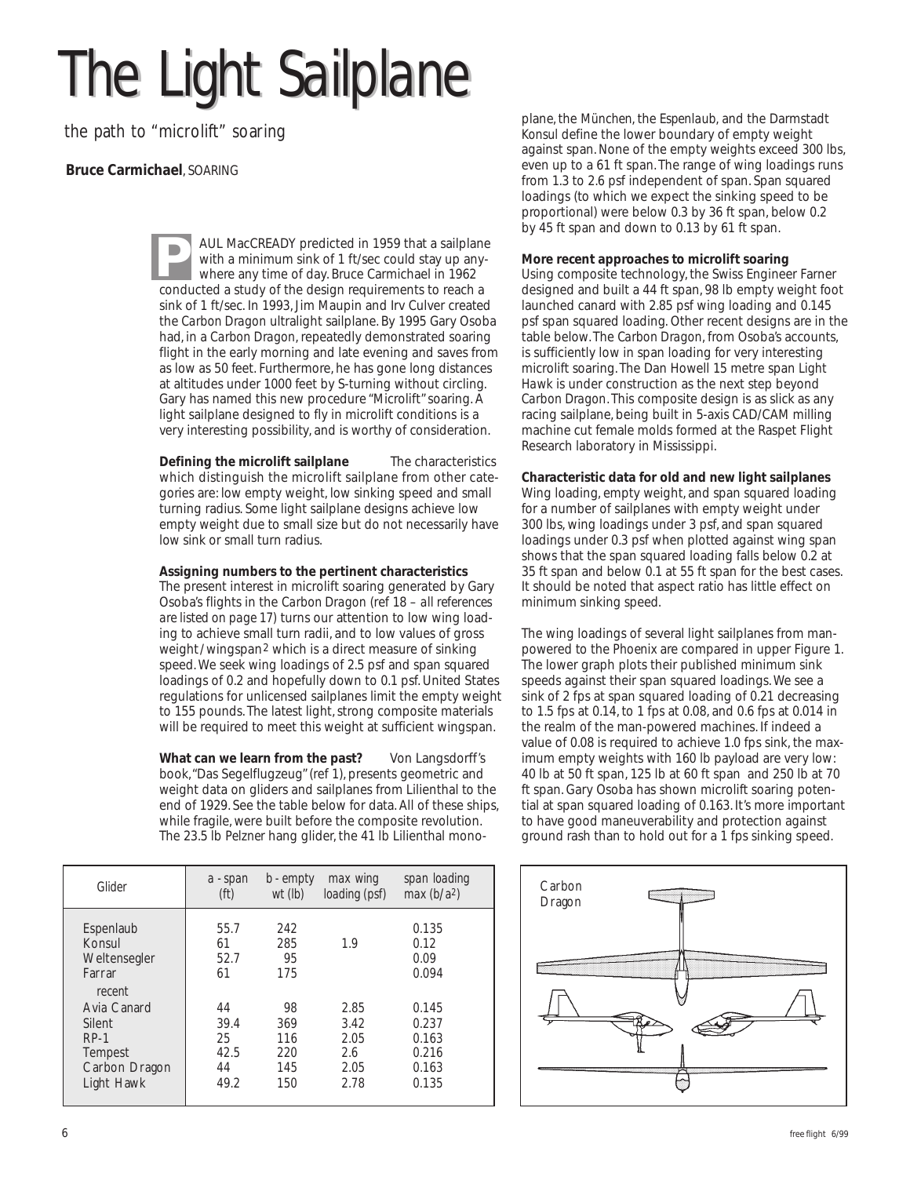# The Light Sailplane

*the path to "microlift" soaring*

**Bruce Carmichael**, SOARING

PAUL MacCREADY predicted in 1959 that a sailplane with a minimum sink of 1 ft/sec could stay up anywhere any time of day. Bruce Carmichael in 1962 conducted a study of the design requirements to reach a sink of 1 ft/sec. In 1993, Jim Maupin and Irv Culver created the *Carbon Dragon* ultralight sailplane. By 1995 Gary Osoba had, in a *Carbon Dragon*, repeatedly demonstrated soaring flight in the early morning and late evening and saves from as low as 50 feet. Furthermore, he has gone long distances at altitudes under 1000 feet by S-turning without circling. Gary has named this new procedure "Microlift" soaring. A light sailplane designed to fly in microlift conditions is a very interesting possibility, and is worthy of consideration.

**Defining the microlift sailplane** The characteristics which distinguish the microlift sailplane from other categories are: low empty weight, low sinking speed and small turning radius. Some light sailplane designs achieve low empty weight due to small size but do not necessarily have low sink or small turn radius.

**Assigning numbers to the pertinent characteristics**
The present interest in microlift soaring generated by Gary Osoba's flights in the *Carbon Dragon* (ref 18 – *all references are listed on page 17*) turns our attention to low wing loading to achieve small turn radii, and to low values of gross weight / wingspan$^2$ which is a direct measure of sinking speed. We seek wing loadings of 2.5 psf and span squared loadings of 0.2 and hopefully down to 0.1 psf. United States regulations for unlicensed sailplanes limit the empty weight to 155 pounds. The latest light, strong composite materials will be required to meet this weight at sufficient wingspan.

**What can we learn from the past?** Von Langsdorff's book, "Das Segelflugzeug" (ref 1), presents geometric and weight data on gliders and sailplanes from Lilienthal to the end of 1929. See the table below for data. All of these ships, while fragile, were built before the composite revolution. The 23.5 lb Pelzner hang glider, the 41 lb Lilienthal monoplane, the München, the Espenlaub, and the Darmstadt Konsul define the lower boundary of empty weight against span. None of the empty weights exceed 300 lbs, even up to a 61 ft span. The range of wing loadings runs from 1.3 to 2.6 psf independent of span. Span squared loadings (to which we expect the sinking speed to be proportional) were below 0.3 by 36 ft span, below 0.2 by 45 ft span and down to 0.13 by 61 ft span.

**More recent approaches to microlift soaring**
Using composite technology, the Swiss Engineer Farner designed and built a 44 ft span, 98 lb empty weight foot launched canard with 2.85 psf wing loading and 0.145 psf span squared loading. Other recent designs are in the table below. The *Carbon Dragon*, from Osoba's accounts, is sufficiently low in span loading for very interesting microlift soaring. The Dan Howell 15 metre span *Light Hawk* is under construction as the next step beyond *Carbon Dragon*. This composite design is as slick as any racing sailplane, being built in 5-axis CAD/CAM milling machine cut female molds formed at the Raspet Flight Research laboratory in Mississippi.

**Characteristic data for old and new light sailplanes**
Wing loading, empty weight, and span squared loading for a number of sailplanes with empty weight under 300 lbs, wing loadings under 3 psf, and span squared loadings under 0.3 psf when plotted against wing span shows that the span squared loading falls below 0.2 at 35 ft span and below 0.1 at 55 ft span for the best cases. It should be noted that aspect ratio has little effect on minimum sinking speed.

The wing loadings of several light sailplanes from man-powered to the Phoenix are compared in upper Figure 1. The lower graph plots their published minimum sink speeds against their span squared loadings. We see a sink of 2 fps at span squared loading of 0.21 decreasing to 1.5 fps at 0.14, to 1 fps at 0.08, and 0.6 fps at 0.014 in the realm of the man-powered machines. If indeed a value of 0.08 is required to achieve 1.0 fps sink, the maximum empty weights with 160 lb payload are very low: 40 lb at 50 ft span, 125 lb at 60 ft span and 250 lb at 70 ft span. Gary Osoba has shown microlift soaring potential at span squared loading of 0.163. It's more important to have good maneuverability and protection against ground rash than to hold out for a 1 fps sinking speed.

| Glider | a - span (ft) | b - empty wt (lb) | max wing loading (psf) | span loading max (b/a$^2$) |
|---|---|---|---|---|
| Espenlaub | 55.7 | 242 | | 0.135 |
| Konsul | 61 | 285 | 1.9 | 0.12 |
| Weltensegler | 52.7 | 95 | | 0.09 |
| Farrar | 61 | 175 | | 0.094 |
| recent | | | | |
| Avia Canard | 44 | 98 | 2.85 | 0.145 |
| Silent | 39.4 | 369 | 3.42 | 0.237 |
| RP-1 | 25 | 116 | 2.05 | 0.163 |
| Tempest | 42.5 | 220 | 2.6 | 0.216 |
| Carbon Dragon | 44 | 145 | 2.05 | 0.163 |
| Light Hawk | 49.2 | 150 | 2.78 | 0.135 |

Carbon Dragon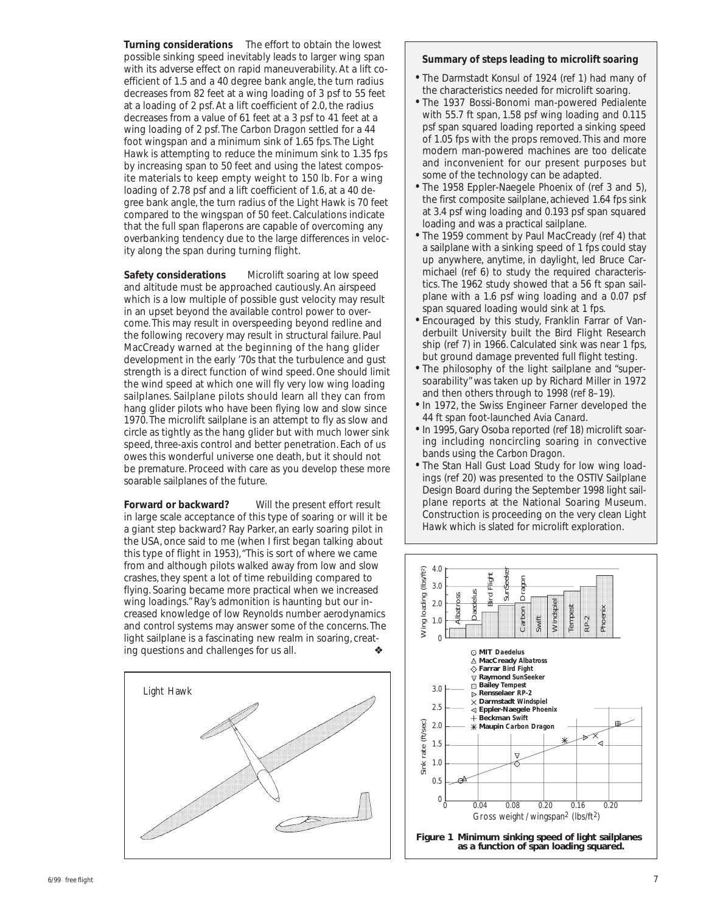**Turning considerations** The effort to obtain the lowest possible sinking speed inevitably leads to larger wing span with its adverse effect on rapid maneuverability. At a lift coefficient of 1.5 and a 40 degree bank angle, the turn radius decreases from 82 feet at a wing loading of 3 psf to 55 feet at a loading of 2 psf. At a lift coefficient of 2.0, the radius decreases from a value of 61 feet at a 3 psf to 41 feet at a wing loading of 2 psf. The *Carbon Dragon* settled for a 44 foot wingspan and a minimum sink of 1.65 fps. The *Light Hawk* is attempting to reduce the minimum sink to 1.35 fps by increasing span to 50 feet and using the latest composite materials to keep empty weight to 150 lb. For a wing loading of 2.78 psf and a lift coefficient of 1.6, at a 40 degree bank angle, the turn radius of the *Light Hawk* is 70 feet compared to the wingspan of 50 feet. Calculations indicate that the full span flaperons are capable of overcoming any overbanking tendency due to the large differences in velocity along the span during turning flight.

**Safety considerations** Microlift soaring at low speed and altitude must be approached cautiously. An airspeed which is a low multiple of possible gust velocity may result in an upset beyond the available control power to overcome. This may result in overspeeding beyond redline and the following recovery may result in structural failure. Paul MacCready warned at the beginning of the hang glider development in the early '70s that the turbulence and gust strength is a direct function of wind speed. One should limit the wind speed at which one will fly very low wing loading sailplanes. Sailplane pilots should learn all they can from hang glider pilots who have been flying low and slow since 1970. The microlift sailplane is an attempt to fly as slow and circle as tightly as the hang glider but with much lower sink speed, three-axis control and better penetration. Each of us owes this wonderful universe one death, but it should not be premature. Proceed with care as you develop these more soarable sailplanes of the future.

**Forward or backward?** Will the present effort result in large scale acceptance of this type of soaring or will it be a giant step backward? Ray Parker, an early soaring pilot in the USA, once said to me (when I first began talking about this type of flight in 1953), "This is sort of where we came from and although pilots walked away from low and slow crashes, they spent a lot of time rebuilding compared to flying. Soaring became more practical when we increased wing loadings." Ray's admonition is haunting but our increased knowledge of low Reynolds number aerodynamics and control systems may answer some of the concerns. The light sailplane is a fascinating new realm in soaring, creating questions and challenges for us all. ❖

Light Hawk

**Summary of steps leading to microlift soaring**

- The Darmstadt *Konsul* of 1924 (ref 1) had many of the characteristics needed for microlift soaring.
- The 1937 Bossi-Bonomi man-powered *Pedialente* with 55.7 ft span, 1.58 psf wing loading and 0.115 psf span squared loading reported a sinking speed of 1.05 fps with the props removed. This and more modern man-powered machines are too delicate and inconvenient for our present purposes but some of the technology can be adapted.
- The 1958 Eppler-Naegele *Phoenix* of (ref 3 and 5), the first composite sailplane, achieved 1.64 fps sink at 3.4 psf wing loading and 0.193 psf span squared loading and was a practical sailplane.
- The 1959 comment by Paul MacCready (ref 4) that a sailplane with a sinking speed of 1 fps could stay up anywhere, anytime, in daylight, led Bruce Carmichael (ref 6) to study the required characteristics. The 1962 study showed that a 56 ft span sailplane with a 1.6 psf wing loading and a 0.07 psf span squared loading would sink at 1 fps.
- Encouraged by this study, Franklin Farrar of Vanderbuilt University built the *Bird Flight* Research ship (ref 7) in 1966. Calculated sink was near 1 fps, but ground damage prevented full flight testing.
- The philosophy of the light sailplane and "supersoarability" was taken up by Richard Miller in 1972 and then others through to 1998 (ref 8–19).
- In 1972, the Swiss Engineer Farner developed the 44 ft span foot-launched *Avia Canard*.
- In 1995, Gary Osoba reported (ref 18) microlift soaring including noncircling soaring in convective bands using the *Carbon Dragon*.
- The Stan Hall Gust Load Study for low wing loadings (ref 20) was presented to the OSTIV Sailplane Design Board during the September 1998 light sailplane reports at the National Soaring Museum. Construction is proceeding on the very clean *Light Hawk* which is slated for microlift exploration.

**Figure 1 Minimum sinking speed of light sailplanes as a function of span loading squared.**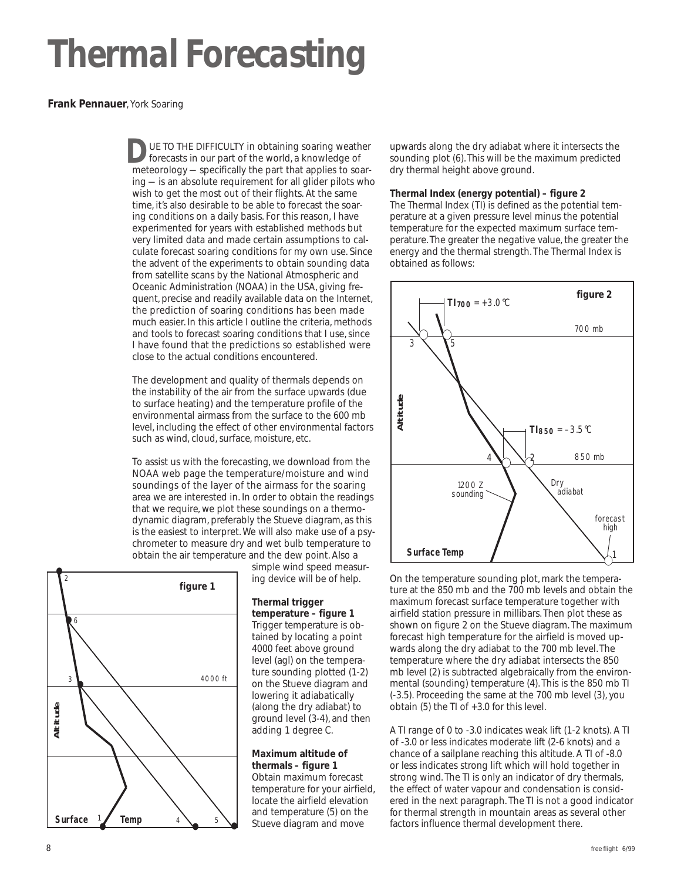# Thermal Forecasting

**Frank Pennauer**, York Soaring

DUE TO THE DIFFICULTY in obtaining soaring weather forecasts in our part of the world, a knowledge of meteorology — specifically the part that applies to soaring — is an absolute requirement for all glider pilots who wish to get the most out of their flights. At the same time, it's also desirable to be able to forecast the soaring conditions on a daily basis. For this reason, I have experimented for years with established methods but very limited data and made certain assumptions to calculate forecast soaring conditions for my own use. Since the advent of the experiments to obtain sounding data from satellite scans by the National Atmospheric and Oceanic Administration (NOAA) in the USA, giving frequent, precise and readily available data on the Internet, the prediction of soaring conditions has been made much easier. In this article I outline the criteria, methods and tools to forecast soaring conditions that I use, since I have found that the predictions so established were close to the actual conditions encountered.

The development and quality of thermals depends on the instability of the air from the surface upwards (due to surface heating) and the temperature profile of the environmental airmass from the surface to the 600 mb level, including the effect of other environmental factors such as wind, cloud, surface, moisture, etc.

To assist us with the forecasting, we download from the NOAA web page the temperature/moisture and wind soundings of the layer of the airmass for the soaring area we are interested in. In order to obtain the readings that we require, we plot these soundings on a thermodynamic diagram, preferably the Stueve diagram, as this is the easiest to interpret. We will also make use of a psychrometer to measure dry and wet bulb temperature to obtain the air temperature and the dew point. Also a simple wind speed measuring device will be of help.

figure 1

**Thermal trigger temperature – figure 1**
Trigger temperature is obtained by locating a point 4000 feet above ground level (agl) on the temperature sounding plotted (1-2) on the Stueve diagram and lowering it adiabatically (along the dry adiabat) to ground level (3-4), and then adding 1 degree C.

**Maximum altitude of thermals – figure 1**
Obtain maximum forecast temperature for your airfield, locate the airfield elevation and temperature (5) on the Stueve diagram and move upwards along the dry adiabat where it intersects the sounding plot (6). This will be the maximum predicted dry thermal height above ground.

**Thermal Index (energy potential) – figure 2**
The Thermal Index (TI) is defined as the potential temperature at a given pressure level minus the potential temperature for the expected maximum surface temperature. The greater the negative value, the greater the energy and the thermal strength. The Thermal Index is obtained as follows:

figure 2

On the temperature sounding plot, mark the temperature at the 850 mb and the 700 mb levels and obtain the maximum forecast surface temperature together with airfield station pressure in millibars. Then plot these as shown on figure 2 on the Stueve diagram. The maximum forecast high temperature for the airfield is moved upwards along the dry adiabat to the 700 mb level. The temperature where the dry adiabat intersects the 850 mb level (2) is subtracted algebraically from the environmental (sounding) temperature (4). This is the 850 mb TI (-3.5). Proceeding the same at the 700 mb level (3), you obtain (5) the TI of +3.0 for this level.

A TI range of 0 to -3.0 indicates weak lift (1-2 knots). A TI of -3.0 or less indicates moderate lift (2-6 knots) and a chance of a sailplane reaching this altitude. A TI of -8.0 or less indicates strong lift which will hold together in strong wind. The TI is only an indicator of dry thermals, the effect of water vapour and condensation is considered in the next paragraph. The TI is not a good indicator for thermal strength in mountain areas as several other factors influence thermal development there.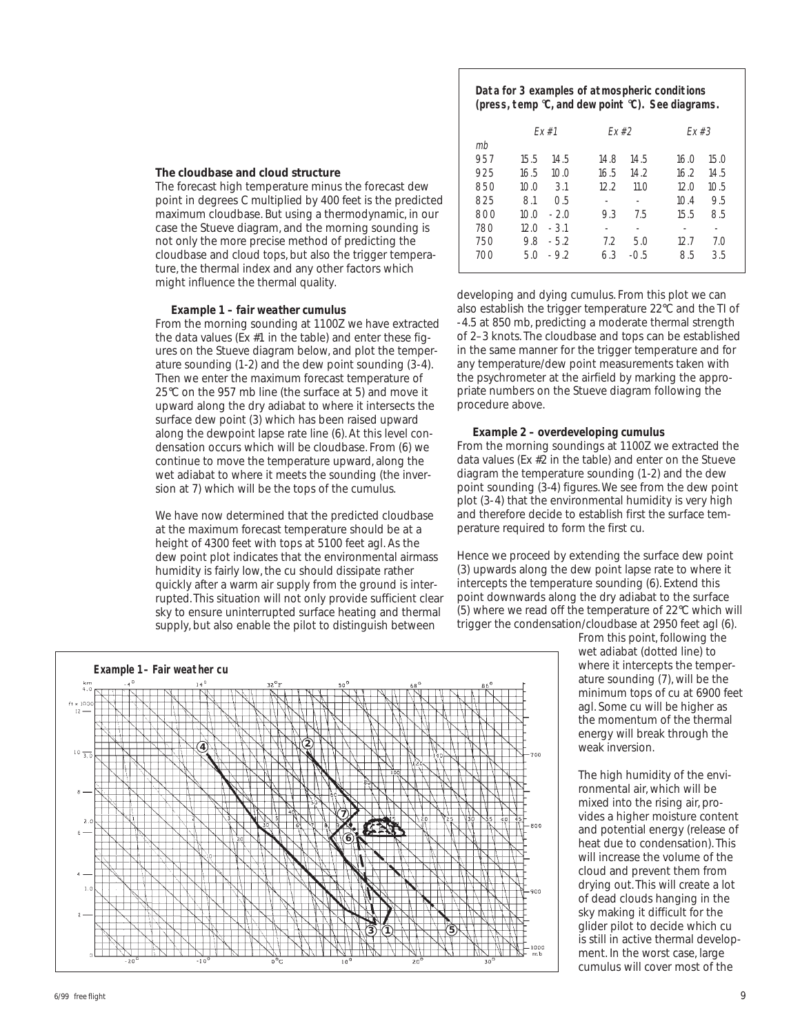## The cloudbase and cloud structure

The forecast high temperature minus the forecast dew point in degrees C multiplied by 400 feet is the predicted maximum cloudbase. But using a thermodynamic, in our case the Stueve diagram, and the morning sounding is not only the more precise method of predicting the cloudbase and cloud tops, but also the trigger temperature, the thermal index and any other factors which might influence the thermal quality.

### Example 1 – fair weather cumulus

From the morning sounding at 1100Z we have extracted the data values (Ex #1 in the table) and enter these figures on the Stueve diagram below, and plot the temperature sounding (1-2) and the dew point sounding (3-4). Then we enter the maximum forecast temperature of 25°C on the 957 mb line (the surface at 5) and move it upward along the dry adiabat to where it intersects the surface dew point (3) which has been raised upward along the dewpoint lapse rate line (6). At this level condensation occurs which will be cloudbase. From (6) we continue to move the temperature upward, along the wet adiabat to where it meets the sounding (the inversion at 7) which will be the tops of the cumulus.

We have now determined that the predicted cloudbase at the maximum forecast temperature should be at a height of 4300 feet with tops at 5100 feet agl. As the dew point plot indicates that the environmental airmass humidity is fairly low, the cu should dissipate rather quickly after a warm air supply from the ground is interrupted. This situation will not only provide sufficient clear sky to ensure uninterrupted surface heating and thermal supply, but also enable the pilot to distinguish between

**Example 1 – Fair weather cu**

**Data for 3 examples of atmospheric conditions (press, temp °C, and dew point °C). See diagrams.**

| mb | Ex #1 | | Ex #2 | | Ex #3 | |
|---|---|---|---|---|---|---|
| 957 | 15.5 | 14.5 | 14.8 | 14.5 | 16.0 | 15.0 |
| 925 | 16.5 | 10.0 | 16.5 | 14.2 | 16.2 | 14.5 |
| 850 | 10.0 | 3.1 | 12.2 | 11.0 | 12.0 | 10.5 |
| 825 | 8.1 | 0.5 | - | - | 10.4 | 9.5 |
| 800 | 10.0 | -2.0 | 9.3 | 7.5 | 15.5 | 8.5 |
| 780 | 12.0 | -3.1 | - | - | - | - |
| 750 | 9.8 | -5.2 | 7.2 | 5.0 | 12.7 | 7.0 |
| 700 | 5.0 | -9.2 | 6.3 | -0.5 | 8.5 | 3.5 |

developing and dying cumulus. From this plot we can also establish the trigger temperature 22°C and the TI of -4.5 at 850 mb, predicting a moderate thermal strength of 2–3 knots. The cloudbase and tops can be established in the same manner for the trigger temperature and for any temperature/dew point measurements taken with the psychrometer at the airfield by marking the appropriate numbers on the Stueve diagram following the procedure above.

### Example 2 – overdeveloping cumulus

From the morning soundings at 1100Z we extracted the data values (Ex #2 in the table) and enter on the Stueve diagram the temperature sounding (1-2) and the dew point sounding (3-4) figures. We see from the dew point plot (3-4) that the environmental humidity is very high and therefore decide to establish first the surface temperature required to form the first cu.

Hence we proceed by extending the surface dew point (3) upwards along the dew point lapse rate to where it intercepts the temperature sounding (6). Extend this point downwards along the dry adiabat to the surface (5) where we read off the temperature of 22°C which will trigger the condensation/cloudbase at 2950 feet agl (6). From this point, following the wet adiabat (dotted line) to where it intercepts the temperature sounding (7), will be the minimum tops of cu at 6900 feet agl. Some cu will be higher as the momentum of the thermal energy will break through the weak inversion.

The high humidity of the environmental air, which will be mixed into the rising air, provides a higher moisture content and potential energy (release of heat due to condensation). This will increase the volume of the cloud and prevent them from drying out. This will create a lot of dead clouds hanging in the sky making it difficult for the glider pilot to decide which cu is still in active thermal development. In the worst case, large cumulus will cover most of the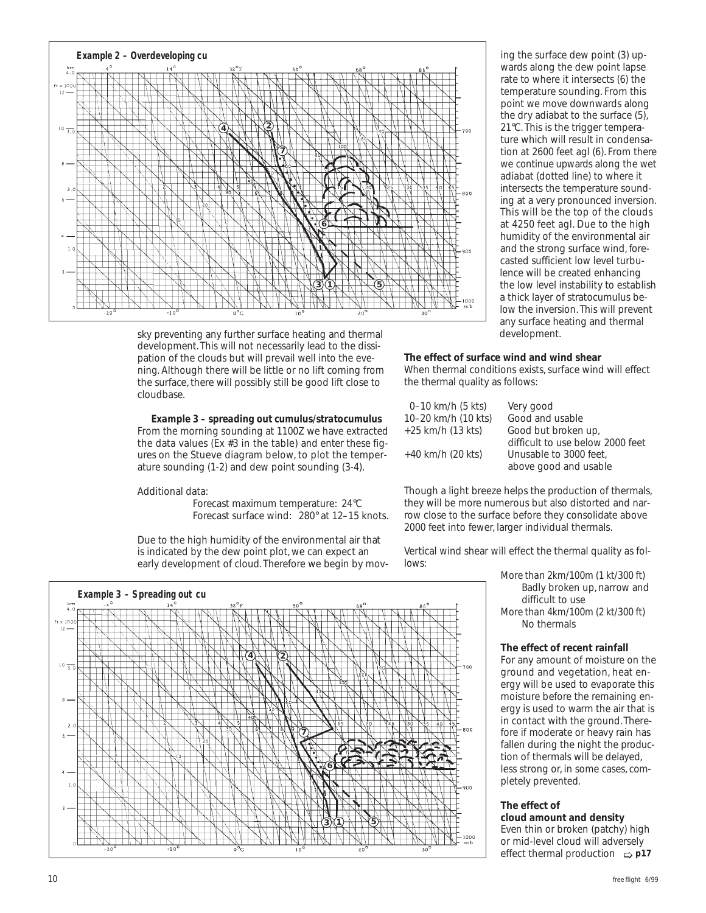**Example 2 – Overdeveloping cu**

sky preventing any further surface heating and thermal development. This will not necessarily lead to the dissipation of the clouds but will prevail well into the evening. Although there will be little or no lift coming from the surface, there will possibly still be good lift close to cloudbase.

**Example 3 – spreading out cumulus/stratocumulus**

From the morning sounding at 1100Z we have extracted the data values (Ex #3 in the table) and enter these figures on the Stueve diagram below, to plot the temperature sounding (1-2) and dew point sounding (3-4).

Additional data:

Forecast maximum temperature: 24°C
Forecast surface wind: 280° at 12–15 knots.

Due to the high humidity of the environmental air that is indicated by the dew point plot, we can expect an early development of cloud. Therefore we begin by moving the surface dew point (3) upwards along the dew point lapse rate to where it intersects (6) the temperature sounding. From this point we move downwards along the dry adiabat to the surface (5), 21°C. This is the trigger temperature which will result in condensation at 2600 feet agl (6). From there we continue upwards along the wet adiabat (dotted line) to where it intersects the temperature sounding at a very pronounced inversion. This will be the top of the clouds at 4250 feet agl. Due to the high humidity of the environmental air and the strong surface wind, forecasted sufficient low level turbulence will be created enhancing the low level instability to establish a thick layer of stratocumulus below the inversion. This will prevent any surface heating and thermal development.

**Example 3 – Spreading out cu**

### The effect of surface wind and wind shear

When thermal conditions exists, surface wind will effect the thermal quality as follows:

| | |
|---|---|
| 0–10 km/h (5 kts) | Very good |
| 10–20 km/h (10 kts) | Good and usable |
| +25 km/h (13 kts) | Good but broken up, difficult to use below 2000 feet |
| +40 km/h (20 kts) | Unusable to 3000 feet, above good and usable |

Though a light breeze helps the production of thermals, they will be more numerous but also distorted and narrow close to the surface before they consolidate above 2000 feet into fewer, larger individual thermals.

Vertical wind shear will effect the thermal quality as follows:

More than 2km/100m (1 kt/300 ft)
Badly broken up, narrow and difficult to use

More than 4km/100m (2 kt/300 ft)
No thermals

### The effect of recent rainfall

For any amount of moisture on the ground and vegetation, heat energy will be used to evaporate this moisture before the remaining energy is used to warm the air that is in contact with the ground. Therefore if moderate or heavy rain has fallen during the night the production of thermals will be delayed, less strong or, in some cases, completely prevented.

### The effect of cloud amount and density

Even thin or broken (patchy) high or mid-level cloud will adversely effect thermal production ⇨ **p17**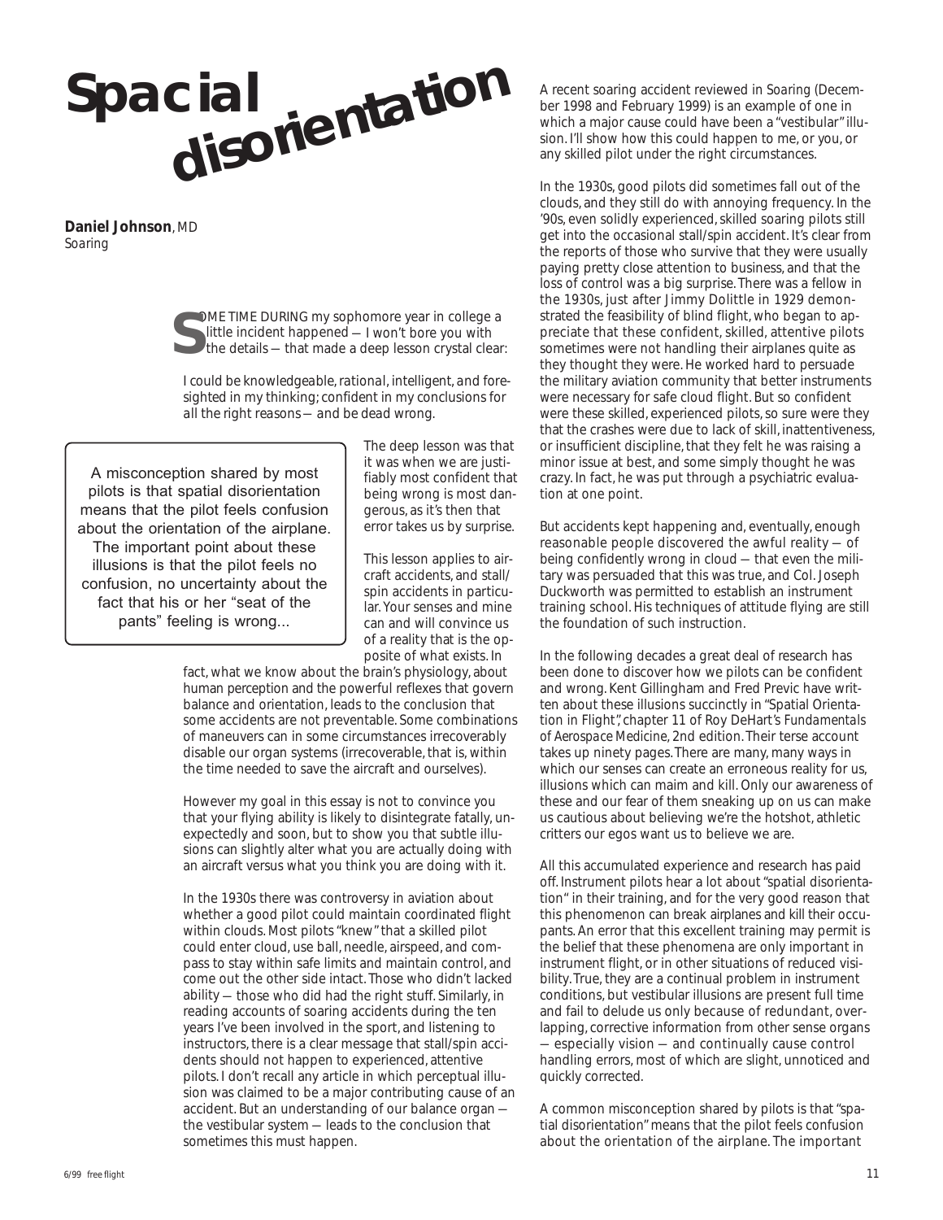# Spacial disorientation

**Daniel Johnson**, MD
*Soaring*

SOME TIME DURING my sophomore year in college a little incident happened — I won't bore you with the details — that made a deep lesson crystal clear:

*I could be knowledgeable, rational, intelligent, and foresighted in my thinking; confident in my conclusions for all the right reasons — and be dead wrong.*

> A misconception shared by most pilots is that spatial disorientation means that the pilot feels confusion about the orientation of the airplane. The important point about these illusions is that the pilot feels no confusion, no uncertainty about the fact that his or her "seat of the pants" feeling is wrong...

The deep lesson was that it was when we are justifiably most confident that being wrong is most dangerous, as it's then that error takes us by surprise.

This lesson applies to aircraft accidents, and stall/spin accidents in particular. Your senses and mine can and will convince us of a reality that is the opposite of what exists. In fact, what we know about the brain's physiology, about human perception and the powerful reflexes that govern balance and orientation, leads to the conclusion that some accidents are not preventable. Some combinations of maneuvers can in some circumstances irrecoverably disable our organ systems (irrecoverable, that is, within the time needed to save the aircraft and ourselves).

However my goal in this essay is not to convince you that your flying ability is likely to disintegrate fatally, unexpectedly and soon, but to show you that subtle illusions can slightly alter what you are actually doing with an aircraft versus what you think you are doing with it.

In the 1930s there was controversy in aviation about whether a good pilot could maintain coordinated flight within clouds. Most pilots "knew" that a skilled pilot could enter cloud, use ball, needle, airspeed, and compass to stay within safe limits and maintain control, and come out the other side intact. Those who didn't lacked ability — those who did had the right stuff. Similarly, in reading accounts of soaring accidents during the ten years I've been involved in the sport, and listening to instructors, there is a clear message that stall/spin accidents should not happen to experienced, attentive pilots. I don't recall any article in which perceptual illusion was claimed to be a major contributing cause of an accident. But an understanding of our balance organ — the vestibular system — leads to the conclusion that sometimes this must happen.

A recent soaring accident reviewed in *Soaring* (December 1998 and February 1999) is an example of one in which a major cause could have been a "vestibular" illusion. I'll show how this could happen to me, or you, or any skilled pilot under the right circumstances.

In the 1930s, good pilots did sometimes fall out of the clouds, and they still do with annoying frequency. In the '90s, even solidly experienced, skilled soaring pilots still get into the occasional stall/spin accident. It's clear from the reports of those who survive that they were usually paying pretty close attention to business, and that the loss of control was a big surprise. There was a fellow in the 1930s, just after Jimmy Dolittle in 1929 demonstrated the feasibility of blind flight, who began to appreciate that these confident, skilled, attentive pilots sometimes were not handling their airplanes quite as they thought they were. He worked hard to persuade the military aviation community that better instruments were necessary for safe cloud flight. But so confident were these skilled, experienced pilots, so sure were they that the crashes were due to lack of skill, inattentiveness, or insufficient discipline, that they felt he was raising a minor issue at best, and some simply thought he was crazy. In fact, he was put through a psychiatric evaluation at one point.

But accidents kept happening and, eventually, enough reasonable people discovered the awful reality — of being confidently wrong in cloud — that even the military was persuaded that this was true, and Col. Joseph Duckworth was permitted to establish an instrument training school. His techniques of attitude flying are still the foundation of such instruction.

In the following decades a great deal of research has been done to discover how we pilots can be confident and wrong. Kent Gillingham and Fred Previc have written about these illusions succinctly in "Spatial Orientation in Flight", chapter 11 of Roy DeHart's *Fundamentals of Aerospace Medicine*, 2nd edition. Their terse account takes up ninety pages. There are many, many ways in which our senses can create an erroneous reality for us, illusions which can maim and kill. Only our awareness of these and our fear of them sneaking up on us can make us cautious about believing we're the hotshot, athletic critters our egos want us to believe we are.

All this accumulated experience and research has paid off. Instrument pilots hear a lot about "spatial disorientation" in their training, and for the very good reason that this phenomenon can break airplanes and kill their occupants. An error that this excellent training may permit is the belief that these phenomena are only important in instrument flight, or in other situations of reduced visibility. True, they are a continual problem in instrument conditions, but vestibular illusions are present full time and fail to delude us only because of redundant, overlapping, corrective information from other sense organs — especially vision — and continually cause control handling errors, most of which are slight, unnoticed and quickly corrected.

A common misconception shared by pilots is that "spatial disorientation" means that the pilot feels confusion about the orientation of the airplane. The important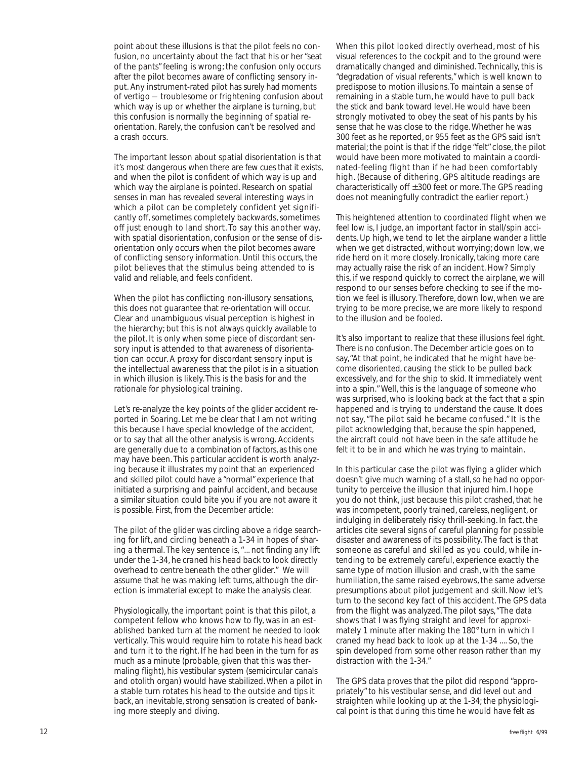point about these illusions is that the pilot feels no confusion, no uncertainty about the fact that his or her "seat of the pants" feeling is wrong; the confusion only occurs after the pilot becomes aware of conflicting sensory input. Any instrument-rated pilot has surely had moments of vertigo — troublesome or frightening confusion about which way is up or whether the airplane is turning, but this confusion is normally the beginning of spatial re-orientation. Rarely, the confusion can't be resolved and a crash occurs.

The important lesson about spatial disorientation is that it's most dangerous when there are few cues that it exists, and when the pilot is confident of which way is up and which way the airplane is pointed. Research on spatial senses in man has revealed several interesting ways in which a pilot can be completely confident yet significantly off, sometimes completely backwards, sometimes off just enough to land short. To say this another way, with spatial disorientation, confusion or the sense of disorientation only occurs when the pilot becomes aware of conflicting sensory information. Until this occurs, the pilot believes that the stimulus being attended to is valid and reliable, and feels confident.

When the pilot has conflicting non-illusory sensations, this does not guarantee that re-orientation will occur. Clear and unambiguous visual perception is highest in the hierarchy; but this is not always quickly available to the pilot. It is only when some piece of discordant sensory input is attended to that awareness of disorientation can occur. A proxy for discordant sensory input is the intellectual awareness that the pilot is in a situation in which illusion is likely. This is the basis for and the rationale for physiological training.

Let's re-analyze the key points of the glider accident reported in *Soaring*. Let me be clear that I am not writing this because I have special knowledge of the accident, or to say that all the other analysis is wrong. Accidents are generally due to a combination of factors, as this one may have been. This particular accident is worth analyzing because it illustrates my point that an experienced and skilled pilot could have a "normal" experience that initiated a surprising and painful accident, and because a similar situation could bite you if you are not aware it is possible. First, from the December article:

The pilot of the glider was circling above a ridge searching for lift, and circling beneath a 1-34 in hopes of sharing a thermal. The key sentence is, "... not finding any lift under the 1-34, *he craned his head back to look directly overhead* to centre beneath the other glider." We will assume that he was making left turns, although the direction is immaterial except to make the analysis clear.

Physiologically, the important point is that *this pilot*, a competent fellow who knows how to fly, was in an established banked turn at the moment he needed to look vertically. This would require him to rotate his head back and turn it to the right. If he had been in the turn for as much as a minute (probable, given that this was thermaling flight), his vestibular system (semicircular canals and otolith organ) would have stabilized. When a pilot in a stable turn rotates his head to the outside and tips it back, an inevitable, strong sensation is created of banking more steeply and diving.

When this pilot looked directly overhead, most of his visual references to the cockpit and to the ground were dramatically changed and diminished. Technically, this is "degradation of visual referents," which is well known to predispose to motion illusions. To maintain a sense of remaining in a stable turn, he would have to pull back the stick and bank toward level. He would have been strongly motivated to obey the seat of his pants by his sense that he was close to the ridge. Whether he was 300 feet as he reported, or 955 feet as the GPS said isn't material; the point is that if the ridge "felt" close, the pilot would have been more motivated to maintain a coordinated-feeling flight than if he had been comfortably high. (Because of dithering, GPS altitude readings are characteristically off ±300 feet or more. The GPS reading does not meaningfully contradict the earlier report.)

This heightened attention to coordinated flight when we feel low is, I judge, an important factor in stall/spin accidents. Up high, we tend to let the airplane wander a little when we get distracted, without worrying; down low, we ride herd on it more closely. Ironically, taking more care may actually raise the risk of an incident. How? Simply this, if we respond quickly to correct the airplane, we will respond to our senses before checking to see if the motion we feel is illusory. Therefore, down low, when we are trying to be more precise, we are more likely to respond to the illusion and be fooled.

It's also important to realize that these illusions feel right. *There is no confusion*. The December article goes on to say, "At that point, he indicated that he might have become disoriented, causing the stick to be pulled back excessively, and for the ship to skid. It immediately went into a spin." Well, this is the language of someone who was surprised, who is looking back at the fact that a spin happened and is trying to understand the cause. It does not say, "The pilot said he became confused." It is the pilot acknowledging that, because the spin happened, the aircraft could not have been in the safe attitude he felt it to be in and which he was trying to maintain.

In this particular case the pilot was flying a glider which doesn't give much warning of a stall, so he had no opportunity to perceive the illusion that injured him. I hope you do not think, just because this pilot crashed, that he was incompetent, poorly trained, careless, negligent, or indulging in deliberately risky thrill-seeking. In fact, the articles cite several signs of careful planning for possible disaster and awareness of its possibility. The fact is that someone as careful and skilled as you could, while intending to be extremely careful, experience exactly the same type of motion illusion and crash, with the same humiliation, the same raised eyebrows, the same adverse presumptions about pilot judgement and skill. Now let's turn to the second key fact of this accident. The GPS data from the flight was analyzed. The pilot says, "The data shows that I was flying straight and level for approximately 1 minute after making the 180° turn in which I craned my head back to look up at the 1-34 .... So, the spin developed from some other reason rather than my distraction with the 1-34."

The GPS data proves that the pilot did respond "appropriately" to his vestibular sense, and did level out and straighten while looking up at the 1-34; the physiological point is that during this time he would have felt as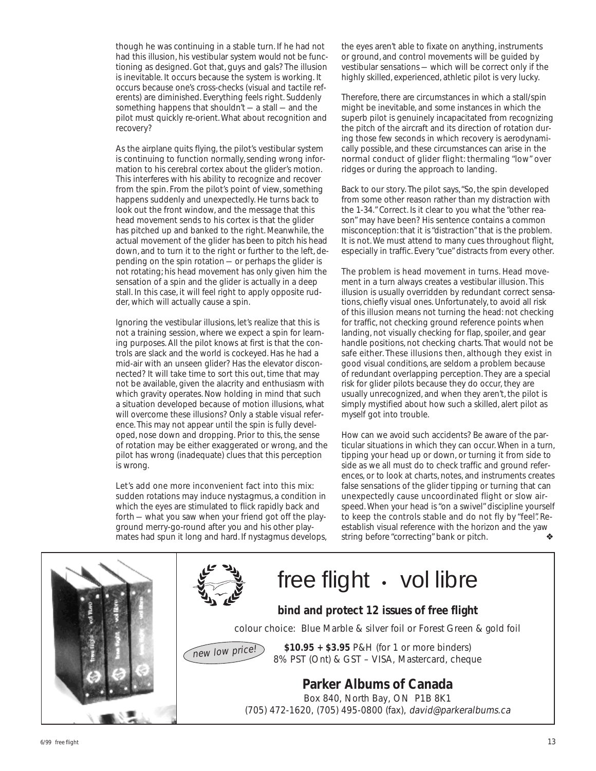though he was continuing in a stable turn. If he had not had this illusion, his vestibular system would not be functioning as designed. Got that, guys and gals? The illusion is inevitable. It occurs because the system is working. It occurs because one's cross-checks (visual and tactile referents) are diminished. Everything feels right. Suddenly something happens that shouldn't — a stall — and the pilot must quickly re-orient. What about recognition and recovery?

As the airplane quits flying, the pilot's vestibular system is continuing to function normally, sending wrong information to his cerebral cortex about the glider's motion. This interferes with his ability to recognize and recover from the spin. From the pilot's point of view, something happens suddenly and unexpectedly. He turns back to look out the front window, and the message that this head movement sends to his cortex is that the glider has pitched up and banked to the right. Meanwhile, the actual movement of the glider has been to pitch his head down, and to turn it to the right or further to the left, depending on the spin rotation — or perhaps the glider is not rotating; his head movement has only given him the sensation of a spin and the glider is actually in a deep stall. In this case, it will feel right to apply opposite rudder, which will actually cause a spin.

Ignoring the vestibular illusions, let's realize that this is not a training session, where we expect a spin for learning purposes. All the pilot knows at first is that the controls are slack and the world is cockeyed. Has he had a mid-air with an unseen glider? Has the elevator disconnected? It will take time to sort this out, time that may not be available, given the alacrity and enthusiasm with which gravity operates. Now holding in mind that such a situation developed because of motion illusions, what will overcome these illusions? Only a stable visual reference. This may not appear until the spin is fully developed, nose down and dropping. Prior to this, the sense of rotation may be either exaggerated or wrong, and the pilot has wrong (inadequate) clues that this perception is wrong.

Let's add one more inconvenient fact into this mix: sudden rotations may induce *nystagmus*, a condition in which the eyes are stimulated to flick rapidly back and forth — what you saw when your friend got off the playground merry-go-round after you and his other playmates had spun it long and hard. If nystagmus develops, the eyes aren't able to fixate on anything, instruments or ground, and control movements will be guided by vestibular sensations — which will be correct only if the highly skilled, experienced, athletic pilot is very lucky.

Therefore, there are circumstances in which a stall/spin might be inevitable, and some instances in which the superb pilot is genuinely incapacitated from recognizing the pitch of the aircraft and its direction of rotation during those few seconds in which recovery is aerodynamically possible, and these circumstances can arise in the *normal conduct of glider flight*: thermaling "low" over ridges or during the approach to landing.

Back to our story. The pilot says, "So, the spin developed from some other reason rather than my distraction with the 1-34." Correct. Is it clear to you what the "other reason" may have been? His sentence contains a common misconception: that it is "distraction" that is the problem. It is not. We must attend to many cues throughout flight, especially in traffic. Every "cue" distracts from every other.

The problem is head movement in turns. Head movement in a turn always creates a vestibular illusion. This illusion is usually overridden by redundant correct sensations, chiefly visual ones. Unfortunately, to avoid all risk of this illusion means not turning the head: not checking for traffic, not checking ground reference points when landing, not visually checking for flap, spoiler, and gear handle positions, not checking charts. That would not be safe either. These illusions then, although they exist in good visual conditions, are seldom a problem because of redundant overlapping perception. They are a special risk for glider pilots because they do occur, they are usually unrecognized, and when they aren't, the pilot is simply mystified about how such a skilled, alert pilot as myself got into trouble.

How can we avoid such accidents? Be aware of the particular situations in which they can occur. When in a turn, tipping your head up or down, or turning it from side to side as we all must do to check traffic and ground references, or to look at charts, notes, and instruments creates false sensations of the glider tipping or turning that can unexpectedly cause uncoordinated flight or slow airspeed. When your head is "on a swivel" discipline yourself to keep the controls stable and do not fly by "feel". Re-establish visual reference with the horizon and the yaw string before "correcting" bank or pitch. ❖

---

# free flight • vol libre

**bind and protect 12 issues of free flight**

colour choice: Blue Marble & silver foil or Forest Green & gold foil

*new low price!*

**$10.95 + $3.95** P&H (for 1 or more binders)
8% PST (Ont) & GST – VISA, Mastercard, cheque

**Parker Albums of Canada**
Box 840, North Bay, ON P1B 8K1
(705) 472-1620, (705) 495-0800 (fax), *david@parkeralbums.ca*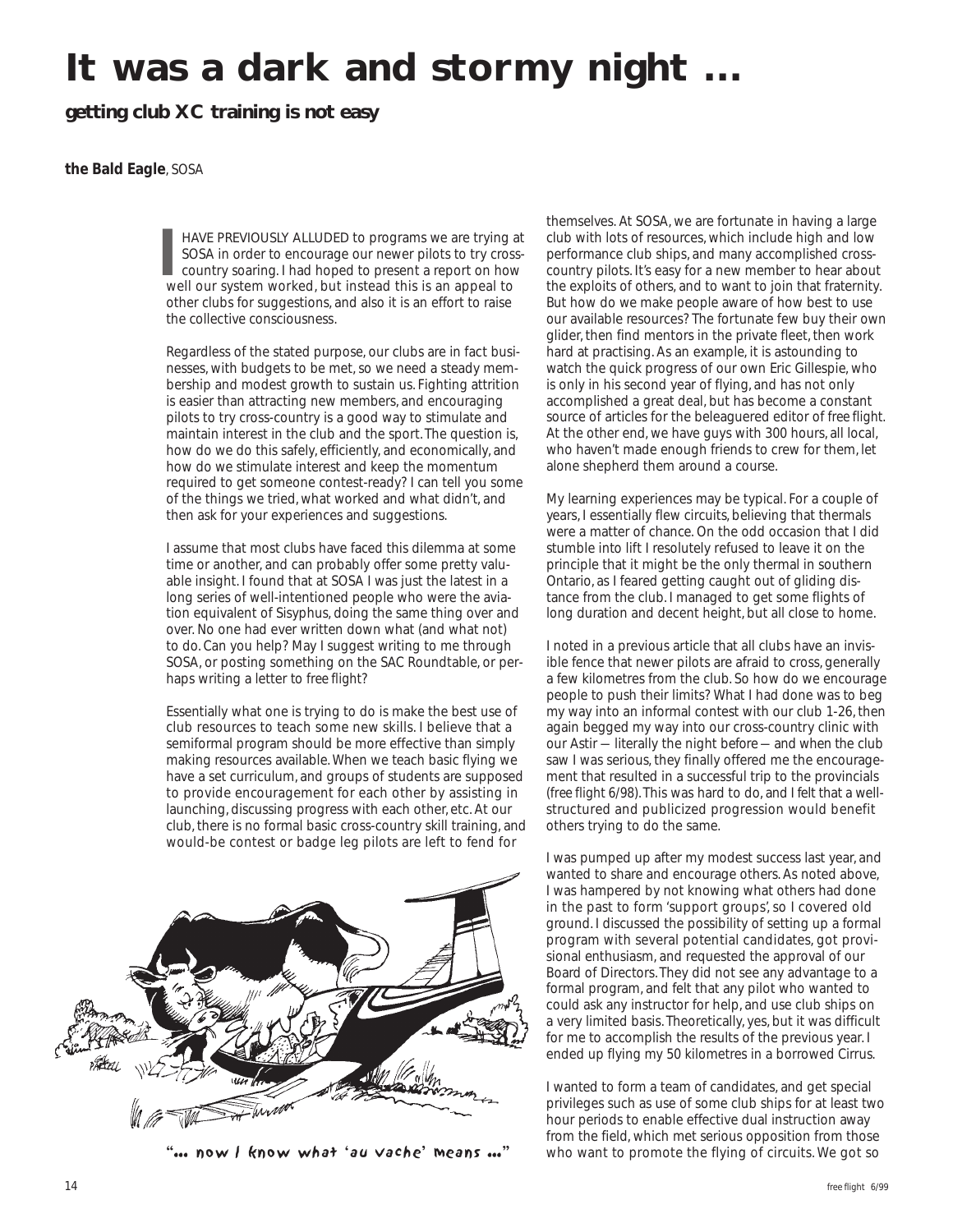# It was a dark and stormy night ...

**getting club XC training is not easy**

**the Bald Eagle**, SOSA

I HAVE PREVIOUSLY ALLUDED to programs we are trying at SOSA in order to encourage our newer pilots to try cross-country soaring. I had hoped to present a report on how well our system worked, but instead this is an appeal to other clubs for suggestions, and also it is an effort to raise the collective consciousness.

Regardless of the stated purpose, our clubs are in fact businesses, with budgets to be met, so we need a steady membership and modest growth to sustain us. Fighting attrition is easier than attracting new members, and encouraging pilots to try cross-country is a good way to stimulate and maintain interest in the club and the sport. The question is, how do we do this safely, efficiently, and economically, and how do we stimulate interest and keep the momentum required to get someone contest-ready? I can tell you some of the things we tried, what worked and what didn't, and then ask for your experiences and suggestions.

I assume that most clubs have faced this dilemma at some time or another, and can probably offer some pretty valuable insight. I found that at SOSA I was just the latest in a long series of well-intentioned people who were the aviation equivalent of Sisyphus, doing the same thing over and over. No one had ever written down what (and what not) to do. Can you help? May I suggest writing to me through SOSA, or posting something on the SAC Roundtable, or perhaps writing a letter to *free flight*?

Essentially what one is trying to do is make the best use of club resources to teach some new skills. I believe that a semiformal program should be more effective than simply making resources available. When we teach basic flying we have a set curriculum, and groups of students are supposed to provide encouragement for each other by assisting in launching, discussing progress with each other, etc. At our club, there is no formal basic cross-country skill training, and would-be contest or badge leg pilots are left to fend for themselves. At SOSA, we are fortunate in having a large club with lots of resources, which include high and low performance club ships, and many accomplished cross-country pilots. It's easy for a new member to hear about the exploits of others, and to want to join that fraternity. But how do we make people aware of how best to use our available resources? The fortunate few buy their own glider, then find mentors in the private fleet, then work hard at practising. As an example, it is astounding to watch the quick progress of our own Eric Gillespie, who is only in his second year of flying, and has not only accomplished a great deal, but has become a constant source of articles for the beleaguered editor of *free flight*. At the other end, we have guys with 300 hours, all local, who haven't made enough friends to crew for them, let alone shepherd them around a course.

"... now I know what 'au vache' means ..."

My learning experiences may be typical. For a couple of years, I essentially flew circuits, believing that thermals were a matter of chance. On the odd occasion that I did stumble into lift I resolutely refused to leave it on the principle that it might be the only thermal in southern Ontario, as I feared getting caught out of gliding distance from the club. I managed to get some flights of long duration and decent height, but all close to home.

I noted in a previous article that all clubs have an invisible fence that newer pilots are afraid to cross, generally a few kilometres from the club. So how do we encourage people to push their limits? What I had done was to beg my way into an informal contest with our club 1-26, then again begged my way into our cross-country clinic with our Astir — literally the night before — and when the club saw I was serious, they finally offered me the encouragement that resulted in a successful trip to the provincials (*free flight* 6/98). This was hard to do, and I felt that a well-structured and publicized progression would benefit others trying to do the same.

I was pumped up after my modest success last year, and wanted to share and encourage others. As noted above, I was hampered by not knowing what others had done in the past to form 'support groups', so I covered old ground. I discussed the possibility of setting up a formal program with several potential candidates, got provisional enthusiasm, and requested the approval of our Board of Directors. They did not see any advantage to a formal program, and felt that any pilot who wanted to could ask any instructor for help, and use club ships on a very limited basis. Theoretically, yes, but it was difficult for me to accomplish the results of the previous year. I ended up flying my 50 kilometres in a borrowed Cirrus.

I wanted to form a team of candidates, and get special privileges such as use of some club ships for at least two hour periods to enable effective dual instruction away from the field, which met serious opposition from those who want to promote the flying of circuits. We got so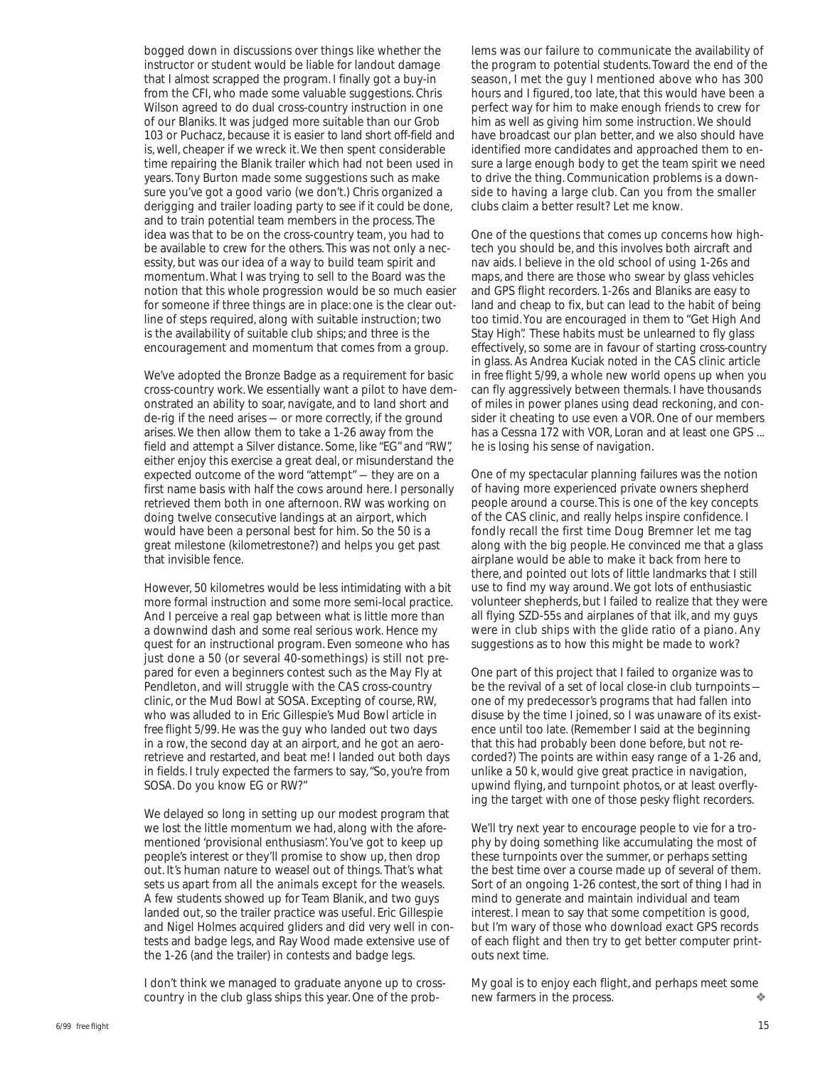bogged down in discussions over things like whether the instructor or student would be liable for landout damage that I almost scrapped the program. I finally got a buy-in from the CFI, who made some valuable suggestions. Chris Wilson agreed to do dual cross-country instruction in one of our Blaniks. It was judged more suitable than our Grob 103 or Puchacz, because it is easier to land short off-field and is, well, cheaper if we wreck it. We then spent considerable time repairing the Blanik trailer which had not been used in years. Tony Burton made some suggestions such as make sure you've got a good vario (we don't.) Chris organized a derigging and trailer loading party to see if it could be done, and to train potential team members in the process. The idea was that to be on the cross-country team, you had to be available to crew for the others. This was not only a necessity, but was our idea of a way to build team spirit and momentum. What I was trying to sell to the Board was the notion that this whole progression would be so much easier for someone if three things are in place: one is the clear outline of steps required, along with suitable instruction; two is the availability of suitable club ships; and three is the encouragement and momentum that comes from a group.

We've adopted the Bronze Badge as a requirement for basic cross-country work. We essentially want a pilot to have demonstrated an ability to soar, navigate, and to land short and de-rig if the need arises — or more correctly, if the ground arises. We then allow them to take a 1-26 away from the field and attempt a Silver distance. Some, like "EG" and "RW", either enjoy this exercise a great deal, or misunderstand the expected outcome of the word "attempt" — they are on a first name basis with half the cows around here. I personally retrieved them both in one afternoon. RW was working on doing twelve consecutive landings at an airport, which would have been a personal best for him. So the 50 is a great milestone (kilometrestone?) and helps you get past that invisible fence.

However, 50 kilometres would be less intimidating with a bit more formal instruction and some more semi-local practice. And I perceive a real gap between what is little more than a downwind dash and some real serious work. Hence my quest for an instructional program. Even someone who has just done a 50 (or several 40-somethings) is still not prepared for even a beginners contest such as the May Fly at Pendleton, and will struggle with the CAS cross-country clinic, or the Mud Bowl at SOSA. Excepting of course, RW, who was alluded to in Eric Gillespie's Mud Bowl article in *free flight* 5/99. He was the guy who landed out two days in a row, the second day at an airport, and he got an aero-retrieve and restarted, and beat me! I landed out both days in fields. I truly expected the farmers to say, "So, you're from SOSA. Do you know EG or RW?"

We delayed so long in setting up our modest program that we lost the little momentum we had, along with the aforementioned 'provisional enthusiasm'. You've got to keep up people's interest or they'll promise to show up, then drop out. It's human nature to weasel out of things. That's what sets us apart from all the animals except for the weasels. A few students showed up for Team Blanik, and two guys landed out, so the trailer practice was useful. Eric Gillespie and Nigel Holmes acquired gliders and did very well in contests and badge legs, and Ray Wood made extensive use of the 1-26 (and the trailer) in contests and badge legs.

I don't think we managed to graduate anyone up to cross-country in the club glass ships this year. One of the problems was our failure to communicate the availability of the program to potential students. Toward the end of the season, I met the guy I mentioned above who has 300 hours and I figured, too late, that this would have been a perfect way for him to make enough friends to crew for him as well as giving him some instruction. We should have broadcast our plan better, and we also should have identified more candidates and approached them to ensure a large enough body to get the team spirit we need to drive the thing. Communication problems is a downside to having a large club. Can you from the smaller clubs claim a better result? Let me know.

One of the questions that comes up concerns how high-tech you should be, and this involves both aircraft and nav aids. I believe in the old school of using 1-26s and maps, and there are those who swear by glass vehicles and GPS flight recorders. 1-26s and Blaniks are easy to land and cheap to fix, but can lead to the habit of being too timid. You are encouraged in them to "Get High And Stay High". These habits must be unlearned to fly glass effectively, so some are in favour of starting cross-country in glass. As Andrea Kuciak noted in the CAS clinic article in *free flight* 5/99, a whole new world opens up when you can fly aggressively between thermals. I have thousands of miles in power planes using dead reckoning, and consider it cheating to use even a VOR. One of our members has a Cessna 172 with VOR, Loran and at least one GPS ... he is losing his sense of navigation.

One of my spectacular planning failures was the notion of having more experienced private owners shepherd people around a course. This is one of the key concepts of the CAS clinic, and really helps inspire confidence. I fondly recall the first time Doug Bremner let me tag along with the big people. He convinced me that a glass airplane would be able to make it back from here to there, and pointed out lots of little landmarks that I still use to find my way around. We got lots of enthusiastic volunteer shepherds, but I failed to realize that they were all flying SZD-55s and airplanes of that ilk, and my guys were in club ships with the glide ratio of a piano. Any suggestions as to how this might be made to work?

One part of this project that I failed to organize was to be the revival of a set of local close-in club turnpoints — one of my predecessor's programs that had fallen into disuse by the time I joined, so I was unaware of its existence until too late. (Remember I said at the beginning that this had probably been done before, but not recorded?) The points are within easy range of a 1-26 and, unlike a 50 k, would give great practice in navigation, upwind flying, and turnpoint photos, or at least overflying the target with one of those pesky flight recorders.

We'll try next year to encourage people to vie for a trophy by doing something like accumulating the most of these turnpoints over the summer, or perhaps setting the best time over a course made up of several of them. Sort of an ongoing 1-26 contest, the sort of thing I had in mind to generate and maintain individual and team interest. I mean to say that some competition is good, but I'm wary of those who download exact GPS records of each flight and then try to get better computer printouts next time.

My goal is to enjoy each flight, and perhaps meet some new farmers in the process. ❖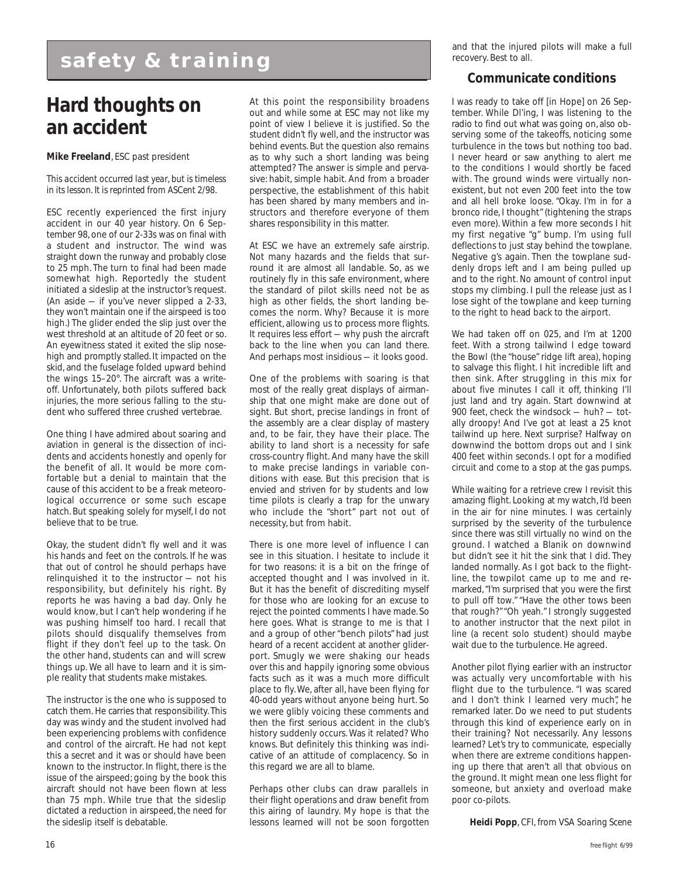# safety & training

## Hard thoughts on an accident

**Mike Freeland**, ESC past president

*This accident occurred last year, but is timeless in its lesson. It is reprinted from ASCent 2/98.*

ESC recently experienced the first injury accident in our 40 year history. On 6 September 98, one of our 2-33s was on final with a student and instructor. The wind was straight down the runway and probably close to 25 mph. The turn to final had been made somewhat high. Reportedly the student initiated a sideslip at the instructor's request. (An aside — if you've never slipped a 2-33, they won't maintain one if the airspeed is too high.) The glider ended the slip just over the west threshold at an altitude of 20 feet or so. An eyewitness stated it exited the slip nose-high and promptly stalled. It impacted on the skid, and the fuselage folded upward behind the wings 15–20°. The aircraft was a write-off. Unfortunately, both pilots suffered back injuries, the more serious falling to the student who suffered three crushed vertebrae.

One thing I have admired about soaring and aviation in general is the dissection of incidents and accidents honestly and openly for the benefit of all. It would be more comfortable but a denial to maintain that the cause of this accident to be a freak meteorological occurrence or some such escape hatch. But speaking solely for myself, I do not believe that to be true.

Okay, the student didn't fly well and it was his hands and feet on the controls. If he was that out of control he should perhaps have relinquished it to the instructor — not his responsibility, but definitely his right. By reports he was having a bad day. Only he would know, but I can't help wondering if he was pushing himself too hard. I recall that pilots should disqualify themselves from flight if they don't feel up to the task. On the other hand, students can and will screw things up. We all have to learn and it is simple reality that students make mistakes.

The instructor is the one who is supposed to catch them. He carries that responsibility. This day was windy and the student involved had been experiencing problems with confidence and control of the aircraft. He had not kept this a secret and it was or should have been known to the instructor. In flight, there is the issue of the airspeed; going by the book this aircraft should not have been flown at less than 75 mph. While true that the sideslip dictated a reduction in airspeed, the need for the sideslip itself is debatable.

At this point the responsibility broadens out and while some at ESC may not like my point of view I believe it is justified. So the student didn't fly well, and the instructor was behind events. But the question also remains as to why such a short landing was being attempted? The answer is simple and pervasive: habit, simple habit. And from a broader perspective, the establishment of this habit has been shared by many members and instructors and therefore everyone of them shares responsibility in this matter.

At ESC we have an extremely safe airstrip. Not many hazards and the fields that surround it are almost all landable. So, as we routinely fly in this safe environment, where the standard of pilot skills need not be as high as other fields, the short landing becomes the norm. Why? Because it is more efficient, allowing us to process more flights. It requires less effort — why push the aircraft back to the line when you can land there. And perhaps most insidious — it looks good.

One of the problems with soaring is that most of the really great displays of airmanship that one might make are done out of sight. But short, precise landings in front of the assembly are a clear display of mastery and, to be fair, they have their place. The ability to land short is a necessity for safe cross-country flight. And many have the skill to make precise landings in variable conditions with ease. But this precision that is envied and striven for by students and low time pilots is clearly a trap for the unwary who include the "short" part not out of necessity, but from habit.

There is one more level of influence I can see in this situation. I hesitate to include it for two reasons: it is a bit on the fringe of accepted thought and I was involved in it. But it has the benefit of discrediting myself for those who are looking for an excuse to reject the pointed comments I have made. So here goes. What is strange to me is that I and a group of other "bench pilots" had just heard of a recent accident at another gliderport. Smugly we were shaking our heads over this and happily ignoring some obvious facts such as it was a much more difficult place to fly. We, after all, have been flying for 40-odd years without anyone being hurt. So we were glibly voicing these comments and then the first serious accident in the club's history suddenly occurs. Was it related? Who knows. But definitely this thinking was indicative of an attitude of complacency. So in this regard we are all to blame.

Perhaps other clubs can draw parallels in their flight operations and draw benefit from this airing of laundry. My hope is that the lessons learned will not be soon forgotten and that the injured pilots will make a full recovery. Best to all.

## Communicate conditions

I was ready to take off [in Hope] on 26 September. While DI'ing, I was listening to the radio to find out what was going on, also observing some of the takeoffs, noticing some turbulence in the tows but nothing too bad. I never heard or saw anything to alert me to the conditions I would shortly be faced with. The ground winds were virtually non-existent, but not even 200 feet into the tow and all hell broke loose. "Okay. I'm in for a bronco ride, I thought" (tightening the straps even more). Within a few more seconds I hit my first negative "g" bump. I'm using full deflections to just stay behind the towplane. Negative g's again. Then the towplane suddenly drops left and I am being pulled up and to the right. No amount of control input stops my climbing. I pull the release just as I lose sight of the towplane and keep turning to the right to head back to the airport.

We had taken off on 025, and I'm at 1200 feet. With a strong tailwind I edge toward the Bowl (the "house" ridge lift area), hoping to salvage this flight. I hit incredible lift and then sink. After struggling in this mix for about five minutes I call it off, thinking I'll just land and try again. Start downwind at 900 feet, check the windsock — huh? — totally droopy! And I've got at least a 25 knot tailwind up here. Next surprise? Halfway on downwind the bottom drops out and I sink 400 feet within seconds. I opt for a modified circuit and come to a stop at the gas pumps.

While waiting for a retrieve crew I revisit this amazing flight. Looking at my watch, I'd been in the air for nine minutes. I was certainly surprised by the severity of the turbulence since there was still virtually no wind on the ground. I watched a Blanik on downwind but didn't see it hit the sink that I did. They landed normally. As I got back to the flightline, the towpilot came up to me and remarked, "I'm surprised that you were the first to pull off tow." "Have the other tows been that rough?" "Oh yeah." I strongly suggested to another instructor that the next pilot in line (a recent solo student) should maybe wait due to the turbulence. He agreed.

Another pilot flying earlier with an instructor was actually very uncomfortable with his flight due to the turbulence. "I was scared and I don't think I learned very much", he remarked later. Do we need to put students through this kind of experience early on in their training? Not necessarily. Any lessons learned? Let's try to communicate, especially when there are extreme conditions happening up there that aren't all that obvious on the ground. It might mean one less flight for someone, but anxiety and overload make poor co-pilots.

**Heidi Popp**, CFI, from *VSA Soaring Scene*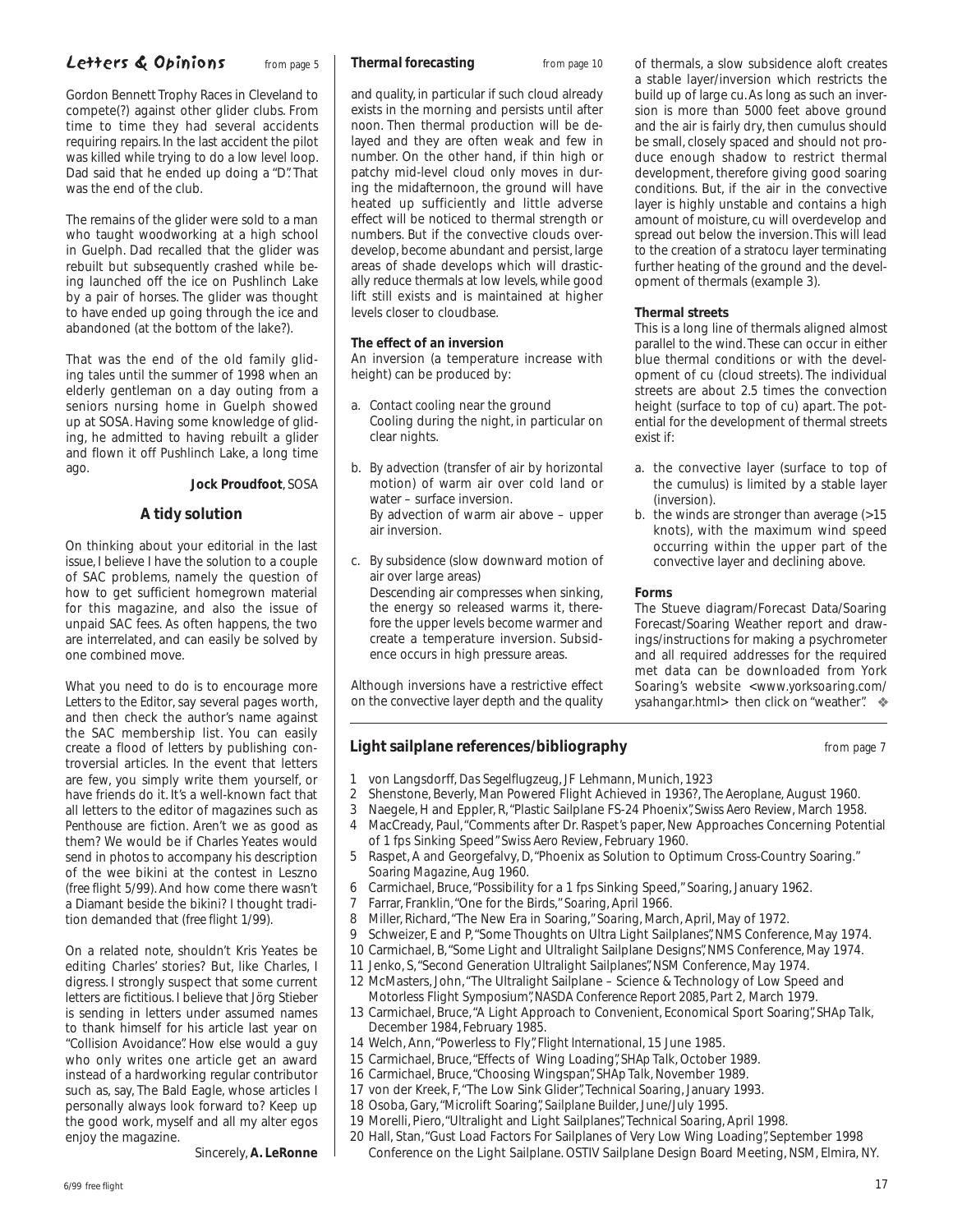## Letters & Opinions

*from page 5*

Gordon Bennett Trophy Races in Cleveland to compete(?) against other glider clubs. From time to time they had several accidents requiring repairs. In the last accident the pilot was killed while trying to do a low level loop. Dad said that he ended up doing a "D". That was the end of the club.

The remains of the glider were sold to a man who taught woodworking at a high school in Guelph. Dad recalled that the glider was rebuilt but subsequently crashed while being launched off the ice on Pushlinch Lake by a pair of horses. The glider was thought to have ended up going through the ice and abandoned (at the bottom of the lake?).

That was the end of the old family gliding tales until the summer of 1998 when an elderly gentleman on a day outing from a seniors nursing home in Guelph showed up at SOSA. Having some knowledge of gliding, he admitted to having rebuilt a glider and flown it off Pushlinch Lake, a long time ago.

**Jock Proudfoot**, SOSA

### A tidy solution

On thinking about your editorial in the last issue, I believe I have the solution to a couple of SAC problems, namely the question of how to get sufficient homegrown material for this magazine, and also the issue of unpaid SAC fees. As often happens, the two are interrelated, and can easily be solved by one combined move.

What you need to do is to encourage more Letters to the Editor, say several pages worth, and then check the author's name against the SAC membership list. You can easily create a flood of letters by publishing controversial articles. In the event that letters are few, you simply write them yourself, or have friends do it. It's a well-known fact that all letters to the editor of magazines such as *Penthouse* are fiction. Aren't we as good as them? We would be if Charles Yeates would send in photos to accompany his description of the wee bikini at the contest in Leszno (*free flight* 5/99). And how come there wasn't a Diamant beside the bikini? I thought tradition demanded that (*free flight* 1/99).

On a related note, shouldn't Kris Yeates be editing Charles' stories? But, like Charles, I digress. I strongly suspect that some current letters are fictitious. I believe that Jörg Stieber is sending in letters under assumed names to thank himself for his article last year on "Collision Avoidance". How else would a guy who only writes one article get an award instead of a hardworking regular contributor such as, say, The Bald Eagle, whose articles I personally always look forward to? Keep up the good work, myself and all my alter egos enjoy the magazine.

Sincerely, **A. LeRonne**

## Thermal forecasting

*from page 10*

and quality, in particular if such cloud already exists in the morning and persists until after noon. Then thermal production will be delayed and they are often weak and few in number. On the other hand, if thin high or patchy mid-level cloud only moves in during the midafternoon, the ground will have heated up sufficiently and little adverse effect will be noticed to thermal strength or numbers. But if the convective clouds overdevelop, become abundant and persist, large areas of shade develops which will drastically reduce thermals at low levels, while good lift still exists and is maintained at higher levels closer to cloudbase.

**The effect of an inversion**

An inversion (a temperature increase with height) can be produced by:

a. *Contact cooling near the ground*
   Cooling during the night, in particular on clear nights.

b. *By advection* (transfer of air by horizontal motion) of warm air over cold land or water – surface inversion.
   By advection of warm air above – upper air inversion.

c. *By subsidence* (slow downward motion of air over large areas)
   Descending air compresses when sinking, the energy so released warms it, therefore the upper levels become warmer and create a temperature inversion. Subsidence occurs in high pressure areas.

Although inversions have a restrictive effect on the convective layer depth and the quality of thermals, a slow subsidence aloft creates a stable layer/inversion which restricts the build up of large cu. As long as such an inversion is more than 5000 feet above ground and the air is fairly dry, then cumulus should be small, closely spaced and should not produce enough shadow to restrict thermal development, therefore giving good soaring conditions. But, if the air in the convective layer is highly unstable and contains a high amount of moisture, cu will overdevelop and spread out below the inversion. This will lead to the creation of a stratocu layer terminating further heating of the ground and the development of thermals (example 3).

**Thermal streets**

This is a long line of thermals aligned almost parallel to the wind. These can occur in either blue thermal conditions or with the development of cu (cloud streets). The individual streets are about 2.5 times the convection height (surface to top of cu) apart. The potential for the development of thermal streets exist if:

a. the convective layer (surface to top of the cumulus) is limited by a stable layer (inversion).
b. the winds are stronger than average (>15 knots), with the maximum wind speed occurring within the upper part of the convective layer and declining above.

**Forms**

The Stueve diagram/Forecast Data/Soaring Forecast/Soaring Weather report and drawings/instructions for making a psychrometer and all required addresses for the required met data can be downloaded from York Soaring's website <www.yorksoaring.com/ysahangar.html> then click on "weather". ❖

## Light sailplane references/bibliography

*from page 7*

1. von Langsdorff, *Das Segelflugzeug*, JF Lehmann, Munich, 1923
2. Shenstone, Beverly, Man Powered Flight Achieved in 1936?, *The Aeroplane*, August 1960.
3. Naegele, H and Eppler, R, "Plastic Sailplane FS-24 Phoenix", *Swiss Aero Review*, March 1958.
4. MacCready, Paul, "Comments after Dr. Raspet's paper, New Approaches Concerning Potential of 1 fps Sinking Speed" *Swiss Aero Review*, February 1960.
5. Raspet, A and Georgefalvy, D, "Phoenix as Solution to Optimum Cross-Country Soaring." *Soaring Magazine*, Aug 1960.
6. Carmichael, Bruce, "Possibility for a 1 fps Sinking Speed," *Soaring*, January 1962.
7. Farrar, Franklin, "One for the Birds," *Soaring*, April 1966.
8. Miller, Richard, "The New Era in Soaring," *Soaring*, March, April, May of 1972.
9. Schweizer, E and P, "Some Thoughts on Ultra Light Sailplanes", NMS Conference, May 1974.
10. Carmichael, B, "Some Light and Ultralight Sailplane Designs", NMS Conference, May 1974.
11. Jenko, S, "Second Generation Ultralight Sailplanes", NSM Conference, May 1974.
12. McMasters, John, "The Ultralight Sailplane – Science & Technology of Low Speed and Motorless Flight Symposium", *NASDA Conference Report 2085*, Part 2, March 1979.
13. Carmichael, Bruce, "A Light Approach to Convenient, Economical Sport Soaring", *SHAp Talk*, December 1984, February 1985.
14. Welch, Ann, "Powerless to Fly", *Flight International*, 15 June 1985.
15. Carmichael, Bruce, "Effects of Wing Loading", *SHAp Talk*, October 1989.
16. Carmichael, Bruce, "Choosing Wingspan", *SHAp Talk*, November 1989.
17. von der Kreek, F, "The Low Sink Glider", *Technical Soaring*, January 1993.
18. Osoba, Gary, "Microlift Soaring", *Sailplane Builder*, June/July 1995.
19. Morelli, Piero, "Ultralight and Light Sailplanes", *Technical Soaring*, April 1998.
20. Hall, Stan, "Gust Load Factors For Sailplanes of Very Low Wing Loading", September 1998 Conference on the Light Sailplane. OSTIV Sailplane Design Board Meeting, NSM, Elmira, NY.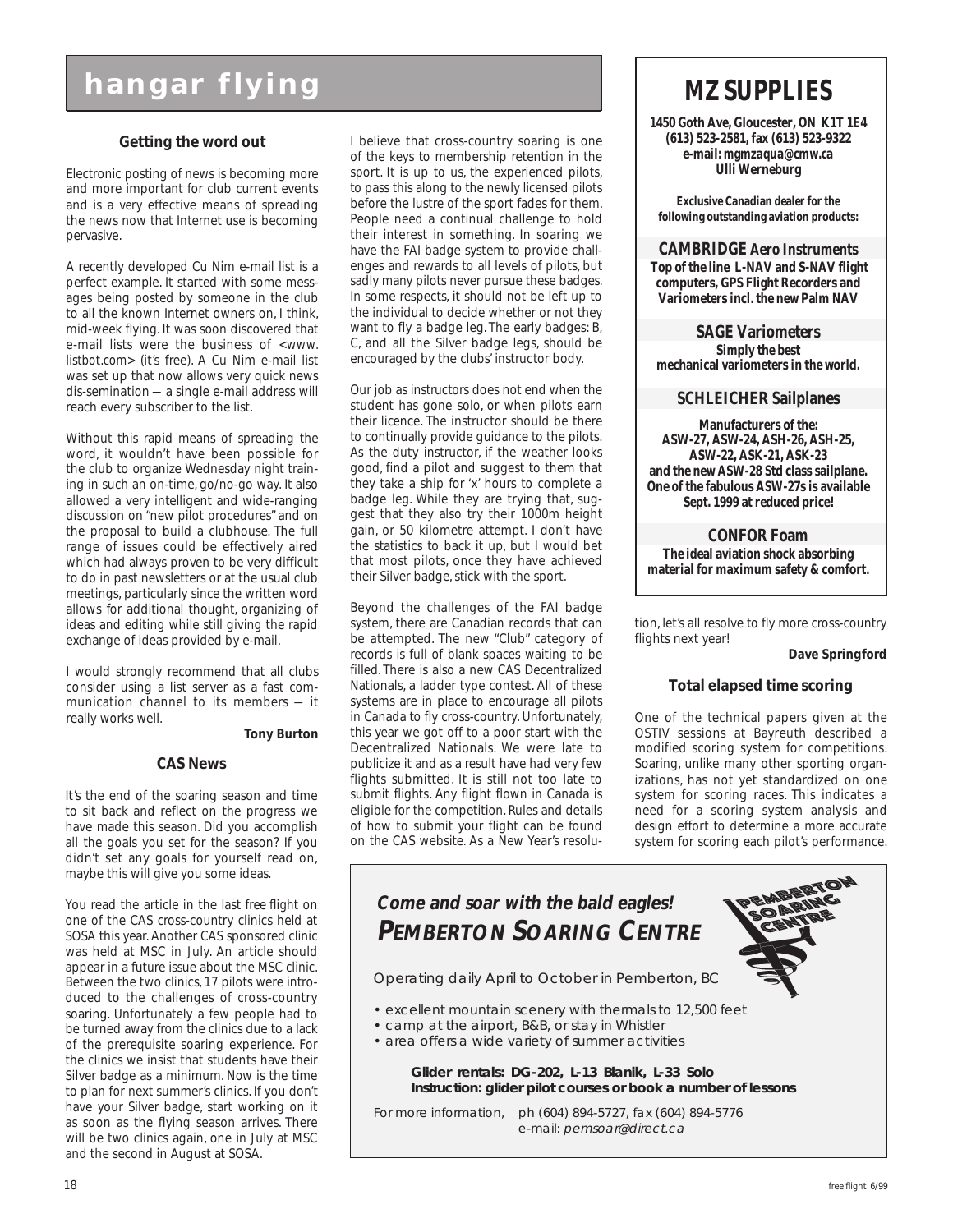# hangar flying

### Getting the word out

Electronic posting of news is becoming more and more important for club current events and is a very effective means of spreading the news now that Internet use is becoming pervasive.

A recently developed Cu Nim e-mail list is a perfect example. It started with some messages being posted by someone in the club to all the known Internet owners on, I think, mid-week flying. It was soon discovered that e-mail lists were the business of <www.listbot.com> (it's free). A Cu Nim e-mail list was set up that now allows very quick news dis-semination — a single e-mail address will reach every subscriber to the list.

Without this rapid means of spreading the word, it wouldn't have been possible for the club to organize Wednesday night training in such an on-time, go/no-go way. It also allowed a very intelligent and wide-ranging discussion on "new pilot procedures" and on the proposal to build a clubhouse. The full range of issues could be effectively aired which had always proven to be very difficult to do in past newsletters or at the usual club meetings, particularly since the written word allows for additional thought, organizing of ideas and editing while still giving the rapid exchange of ideas provided by e-mail.

I would strongly recommend that all clubs consider using a list server as a fast communication channel to its members — it really works well.

**Tony Burton**

### CAS News

It's the end of the soaring season and time to sit back and reflect on the progress we have made this season. Did you accomplish all the goals you set for the season? If you didn't set any goals for yourself read on, maybe this will give you some ideas.

You read the article in the last free flight on one of the CAS cross-country clinics held at SOSA this year. Another CAS sponsored clinic was held at MSC in July. An article should appear in a future issue about the MSC clinic. Between the two clinics, 17 pilots were introduced to the challenges of cross-country soaring. Unfortunately a few people had to be turned away from the clinics due to a lack of the prerequisite soaring experience. For the clinics we insist that students have their Silver badge as a minimum. Now is the time to plan for next summer's clinics. If you don't have your Silver badge, start working on it as soon as the flying season arrives. There will be two clinics again, one in July at MSC and the second in August at SOSA.

I believe that cross-country soaring is one of the keys to membership retention in the sport. It is up to us, the experienced pilots, to pass this along to the newly licensed pilots before the lustre of the sport fades for them. People need a continual challenge to hold their interest in something. In soaring we have the FAI badge system to provide challenges and rewards to all levels of pilots, but sadly many pilots never pursue these badges. In some respects, it should not be left up to the individual to decide whether or not they want to fly a badge leg. The early badges: B, C, and all the Silver badge legs, should be encouraged by the clubs' instructor body.

Our job as instructors does not end when the student has gone solo, or when pilots earn their licence. The instructor should be there to continually provide guidance to the pilots. As the duty instructor, if the weather looks good, find a pilot and suggest to them that they take a ship for 'x' hours to complete a badge leg. While they are trying that, suggest that they also try their 1000m height gain, or 50 kilometre attempt. I don't have the statistics to back it up, but I would bet that most pilots, once they have achieved their Silver badge, stick with the sport.

Beyond the challenges of the FAI badge system, there are Canadian records that can be attempted. The new "Club" category of records is full of blank spaces waiting to be filled. There is also a new CAS Decentralized Nationals, a ladder type contest. All of these systems are in place to encourage all pilots in Canada to fly cross-country. Unfortunately, this year we got off to a poor start with the Decentralized Nationals. We were late to publicize it and as a result have had very few flights submitted. It is still not too late to submit flights. Any flight flown in Canada is eligible for the competition. Rules and details of how to submit your flight can be found on the CAS website. As a New Year's resolution, let's all resolve to fly more cross-country flights next year!

**Dave Springford**

### Total elapsed time scoring

One of the technical papers given at the OSTIV sessions at Bayreuth described a modified scoring system for competitions. Soaring, unlike many other sporting organizations, has not yet standardized on one system for scoring races. This indicates a need for a scoring system analysis and design effort to determine a more accurate system for scoring each pilot's performance.

---

# MZ SUPPLIES

**1450 Goth Ave, Gloucester, ON K1T 1E4**
**(613) 523-2581, fax (613) 523-9322**
**e-mail: mgmzaqua@cmw.ca**
**Ulli Werneburg**

**Exclusive Canadian dealer for the following outstanding aviation products:**

**CAMBRIDGE Aero Instruments**
**Top of the line L-NAV and S-NAV flight computers, GPS Flight Recorders and Variometers incl. the new Palm NAV**

**SAGE Variometers**
**Simply the best mechanical variometers in the world.**

**SCHLEICHER Sailplanes**
**Manufacturers of the: ASW-27, ASW-24, ASH-26, ASH-25, ASW-22, ASK-21, ASK-23 and the new ASW-28 Std class sailplane. One of the fabulous ASW-27s is available Sept. 1999 at reduced price!**

**CONFOR Foam**
**The ideal aviation shock absorbing material for maximum safety & comfort.**

---

***Come and soar with the bald eagles!***
***PEMBERTON SOARING CENTRE***

PEMBERTON SOARING CENTRE

Operating daily April to October in Pemberton, BC

- excellent mountain scenery with thermals to 12,500 feet
- camp at the airport, B&B, or stay in Whistler
- area offers a wide variety of summer activities

**Glider rentals: DG-202, L-13 Blanik, L-33 Solo**
**Instruction: glider pilot courses or book a number of lessons**

For more information, ph (604) 894-5727, fax (604) 894-5776
e-mail: *pemsoar@direct.ca*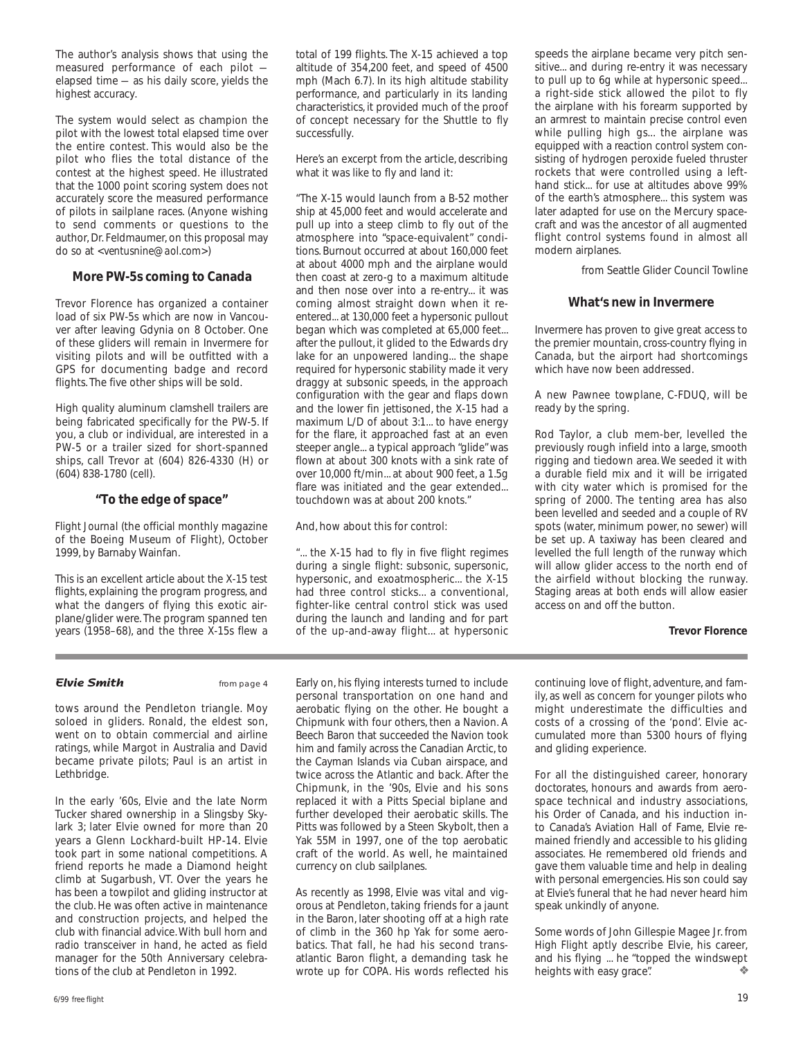The author's analysis shows that using the measured performance of each pilot — elapsed time — as his daily score, yields the highest accuracy.

The system would select as champion the pilot with the lowest total elapsed time over the entire contest. This would also be the pilot who flies the total distance of the contest at the highest speed. He illustrated that the 1000 point scoring system does not accurately score the measured performance of pilots in sailplane races. (Anyone wishing to send comments or questions to the author, Dr. Feldmaumer, on this proposal may do so at <ventusnine@aol.com>)

### More PW-5s coming to Canada

Trevor Florence has organized a container load of six PW-5s which are now in Vancouver after leaving Gdynia on 8 October. One of these gliders will remain in Invermere for visiting pilots and will be outfitted with a GPS for documenting badge and record flights. The five other ships will be sold.

High quality aluminum clamshell trailers are being fabricated specifically for the PW-5. If you, a club or individual, are interested in a PW-5 or a trailer sized for short-spanned ships, call Trevor at (604) 826-4330 (H) or (604) 838-1780 (cell).

### "To the edge of space"

*Flight Journal* (the official monthly magazine of the Boeing Museum of Flight), October 1999, by Barnaby Wainfan.

This is an excellent article about the X-15 test flights, explaining the program progress, and what the dangers of flying this exotic airplane/glider were. The program spanned ten years (1958–68), and the three X-15s flew a total of 199 flights. The X-15 achieved a top altitude of 354,200 feet, and speed of 4500 mph (Mach 6.7). In its high altitude stability performance, and particularly in its landing characteristics, it provided much of the proof of concept necessary for the Shuttle to fly successfully.

Here's an excerpt from the article, describing what it was like to fly and land it:

"The X-15 would launch from a B-52 mother ship at 45,000 feet and would accelerate and pull up into a steep climb to fly out of the atmosphere into "space-equivalent" conditions. Burnout occurred at about 160,000 feet at about 4000 mph and the airplane would then coast at zero-g to a maximum altitude and then nose over into a re-entry... it was coming almost straight down when it re-entered... at 130,000 feet a hypersonic pullout began which was completed at 65,000 feet... after the pullout, it glided to the Edwards dry lake for an unpowered landing... the shape required for hypersonic stability made it very draggy at subsonic speeds, in the approach configuration with the gear and flaps down and the lower fin jettisoned, the X-15 had a maximum L/D of about 3:1... to have energy for the flare, it approached fast at an even steeper angle... a typical approach "glide" was flown at about 300 knots with a sink rate of over 10,000 ft/min... at about 900 feet, a 1.5g flare was initiated and the gear extended... touchdown was at about 200 knots."

And, how about this for control:

"... the X-15 had to fly in five flight regimes during a single flight: subsonic, supersonic, hypersonic, and exoatmospheric... the X-15 had three control sticks... a conventional, fighter-like central control stick was used during the launch and landing and for part of the up-and-away flight... at hypersonic speeds the airplane became very pitch sensitive... and during re-entry it was necessary to pull up to 6g while at hypersonic speed... a right-side stick allowed the pilot to fly the airplane with his forearm supported by an armrest to maintain precise control even while pulling high gs... the airplane was equipped with a reaction control system consisting of hydrogen peroxide fueled thruster rockets that were controlled using a left-hand stick... for use at altitudes above 99% of the earth's atmosphere... this system was later adapted for use on the Mercury spacecraft and was the ancestor of all augmented flight control systems found in almost all modern airplanes.

*from Seattle Glider Council Towline*

### What's new in Invermere

Invermere has proven to give great access to the premier mountain, cross-country flying in Canada, but the airport had shortcomings which have now been addressed.

A new Pawnee towplane, C-FDUQ, will be ready by the spring.

Rod Taylor, a club mem-ber, levelled the previously rough infield into a large, smooth rigging and tiedown area. We seeded it with a durable field mix and it will be irrigated with city water which is promised for the spring of 2000. The tenting area has also been levelled and seeded and a couple of RV spots (water, minimum power, no sewer) will be set up. A taxiway has been cleared and levelled the full length of the runway which will allow glider access to the north end of the airfield without blocking the runway. Staging areas at both ends will allow easier access on and off the button.

**Trevor Florence**

---

**Elvie Smith** *from page 4*

tows around the Pendleton triangle. Moy soloed in gliders. Ronald, the eldest son, went on to obtain commercial and airline ratings, while Margot in Australia and David became private pilots; Paul is an artist in Lethbridge.

In the early '60s, Elvie and the late Norm Tucker shared ownership in a Slingsby Skylark 3; later Elvie owned for more than 20 years a Glenn Lockhard-built HP-14. Elvie took part in some national competitions. A friend reports he made a Diamond height climb at Sugarbush, VT. Over the years he has been a towpilot and gliding instructor at the club. He was often active in maintenance and construction projects, and helped the club with financial advice. With bull horn and radio transceiver in hand, he acted as field manager for the 50th Anniversary celebrations of the club at Pendleton in 1992.

Early on, his flying interests turned to include personal transportation on one hand and aerobatic flying on the other. He bought a Chipmunk with four others, then a Navion. A Beech Baron that succeeded the Navion took him and family across the Canadian Arctic, to the Cayman Islands via Cuban airspace, and twice across the Atlantic and back. After the Chipmunk, in the '90s, Elvie and his sons replaced it with a Pitts Special biplane and further developed their aerobatic skills. The Pitts was followed by a Steen Skybolt, then a Yak 55M in 1997, one of the top aerobatic craft of the world. As well, he maintained currency on club sailplanes.

As recently as 1998, Elvie was vital and vigorous at Pendleton, taking friends for a jaunt in the Baron, later shooting off at a high rate of climb in the 360 hp Yak for some aerobatics. That fall, he had his second transatlantic Baron flight, a demanding task he wrote up for COPA. His words reflected his continuing love of flight, adventure, and family, as well as concern for younger pilots who might underestimate the difficulties and costs of a crossing of the 'pond'. Elvie accumulated more than 5300 hours of flying and gliding experience.

For all the distinguished career, honorary doctorates, honours and awards from aerospace technical and industry associations, his Order of Canada, and his induction into Canada's Aviation Hall of Fame, Elvie remained friendly and accessible to his gliding associates. He remembered old friends and gave them valuable time and help in dealing with personal emergencies. His son could say at Elvie's funeral that he had never heard him speak unkindly of anyone.

Some words of John Gillespie Magee Jr. from High Flight aptly describe Elvie, his career, and his flying ... he "topped the windswept heights with easy grace". ❖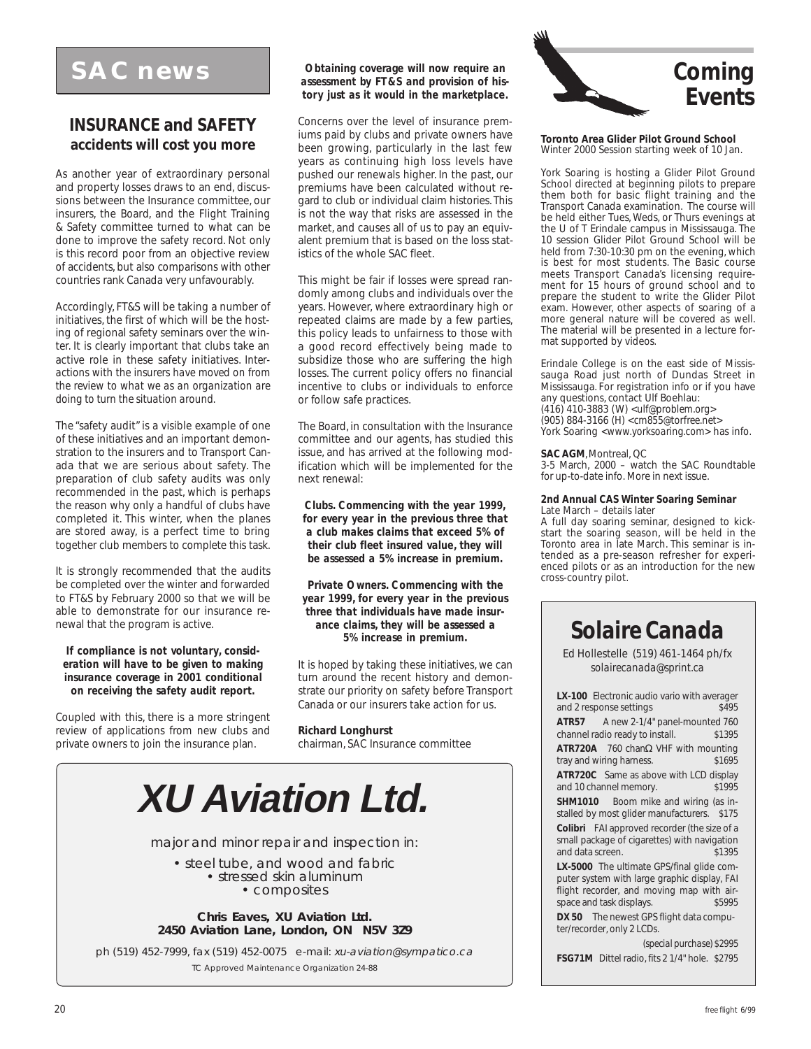# SAC news

## INSURANCE and SAFETY
### accidents will cost you more

As another year of extraordinary personal and property losses draws to an end, discussions between the Insurance committee, our insurers, the Board, and the Flight Training & Safety committee turned to what can be done to improve the safety record. Not only is this record poor from an objective review of accidents, but also comparisons with other countries rank Canada very unfavourably.

Accordingly, FT&S will be taking a number of initiatives, the first of which will be the hosting of regional safety seminars over the winter. It is clearly important that clubs take an active role in these safety initiatives. Interactions with the insurers have moved on from the review to what we as an organization are doing to turn the situation around.

The "safety audit" is a visible example of one of these initiatives and an important demonstration to the insurers and to Transport Canada that we are serious about safety. The preparation of club safety audits was only recommended in the past, which is perhaps the reason why only a handful of clubs have completed it. This winter, when the planes are stored away, is a perfect time to bring together club members to complete this task.

It is strongly recommended that the audits be completed over the winter and forwarded to FT&S by February 2000 so that we will be able to demonstrate for our insurance renewal that the program is active.

**If compliance is not voluntary, consideration will have to be given to making insurance coverage in 2001 conditional on receiving the safety audit report.**

Coupled with this, there is a more stringent review of applications from new clubs and private owners to join the insurance plan.

**Obtaining coverage will now require an assessment by FT&S and provision of history just as it would in the marketplace.**

Concerns over the level of insurance premiums paid by clubs and private owners have been growing, particularly in the last few years as continuing high loss levels have pushed our renewals higher. In the past, our premiums have been calculated without regard to club or individual claim histories. This is not the way that risks are assessed in the market, and causes all of us to pay an equivalent premium that is based on the loss statistics of the whole SAC fleet.

This might be fair if losses were spread randomly among clubs and individuals over the years. However, where extraordinary high or repeated claims are made by a few parties, this policy leads to unfairness to those with a good record effectively being made to subsidize those who are suffering the high losses. The current policy offers no financial incentive to clubs or individuals to enforce or follow safe practices.

The Board, in consultation with the Insurance committee and our agents, has studied this issue, and has arrived at the following modification which will be implemented for the next renewal:

**Clubs. Commencing with the year 1999, for every year in the previous three that a club makes claims that exceed 5% of their club fleet insured value, they will be assessed a 5% increase in premium.**

**Private Owners. Commencing with the year 1999, for every year in the previous three that individuals have made insurance claims, they will be assessed a 5% increase in premium.**

It is hoped by taking these initiatives, we can turn around the recent history and demonstrate our priority on safety before Transport Canada or our insurers take action for us.

**Richard Longhurst**
chairman, SAC Insurance committee

# Coming Events

**Toronto Area Glider Pilot Ground School**
Winter 2000 Session starting week of 10 Jan.

York Soaring is hosting a Glider Pilot Ground School directed at beginning pilots to prepare them both for basic flight training and the Transport Canada examination. The course will be held either Tues, Weds, or Thurs evenings at the U of T Erindale campus in Mississauga. The 10 session Glider Pilot Ground School will be held from 7:30-10:30 pm on the evening, which is best for most students. The Basic course meets Transport Canada's licensing requirement for 15 hours of ground school and to prepare the student to write the Glider Pilot exam. However, other aspects of soaring of a more general nature will be covered as well. The material will be presented in a lecture format supported by videos.

Erindale College is on the east side of Mississauga Road just north of Dundas Street in Mississauga. For registration info or if you have any questions, contact Ulf Boehlau:
(416) 410-3883 (W) <ulf@problem.org>
(905) 884-3166 (H) <cm855@torfree.net>
York Soaring <www.yorksoaring.com> has info.

**SAC AGM**, Montreal, QC
3-5 March, 2000 – watch the SAC Roundtable for up-to-date info. More in next issue.

**2nd Annual CAS Winter Soaring Seminar**
Late March – details later
A full day soaring seminar, designed to kickstart the soaring season, will be held in the Toronto area in late March. This seminar is intended as a pre-season refresher for experienced pilots or as an introduction for the new cross-country pilot.

## Solaire Canada

Ed Hollestelle (519) 461-1464 ph/fx
*solairecanada@sprint.ca*

**LX-100** Electronic audio vario with averager and 2 response settings $495

**ATR57** A new 2-1/4" panel-mounted 760 channel radio ready to install. $1395

**ATR720A** 760 chanΩ VHF with mounting tray and wiring harness. $1695

**ATR720C** Same as above with LCD display and 10 channel memory. $1995

**SHM1010** Boom mike and wiring (as installed by most glider manufacturers. $175

**Colibri** FAI approved recorder (the size of a small package of cigarettes) with navigation and data screen. $1395

**LX-5000** The ultimate GPS/final glide computer system with large graphic display, FAI flight recorder, and moving map with airspace and task displays. $5995

**DX 50** The newest GPS flight data computer/recorder, only 2 LCDs. *(special purchase)* $2995

**FSG71M** Dittel radio, fits 2 1/4" hole. $2795

## XU Aviation Ltd.

major and minor repair and inspection in:

- steel tube, and wood and fabric
- stressed skin aluminum
- composites

**Chris Eaves, XU Aviation Ltd.**
**2450 Aviation Lane, London, ON N5V 3Z9**

ph (519) 452-7999, fax (519) 452-0075 e-mail: *xu-aviation@sympatico.ca*

TC Approved Maintenance Organization 24-88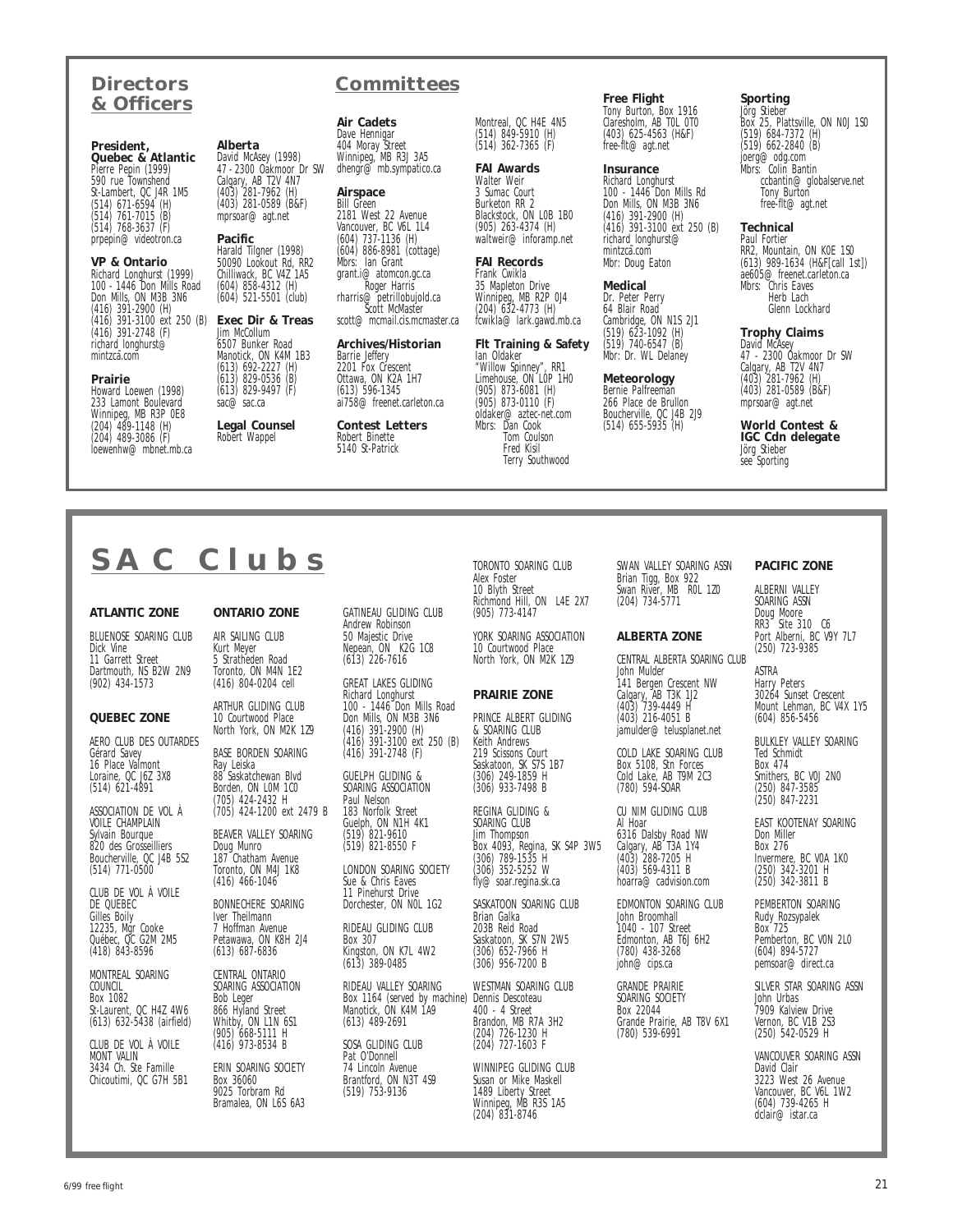## Directors & Officers

**President, Quebec & Atlantic**
Pierre Pepin (1999)
590 rue Townshend
St-Lambert, QC J4R 1M5
(514) 671-6594 (H)
(514) 761-7015 (B)
(514) 768-3637 (F)
prpepin@ videotron.ca

**VP & Ontario**
Richard Longhurst (1999)
100 - 1446 Don Mills Road
Don Mills, ON M3B 3N6
(416) 391-2900 (H)
(416) 391-3100 ext 250 (B)
(416) 391-2748 (F)
richard\_longhurst@ mintzca.com

**Prairie**
Howard Loewen (1998)
233 Lamont Boulevard
Winnipeg, MB R3P 0E8
(204) 489-1148 (H)
(204) 489-3086 (F)
loewenhw@ mbnet.mb.ca

**Alberta**
David McAsey (1998)
47 - 2300 Oakmoor Dr SW
Calgary, AB T2V 4N7
(403) 281-7962 (H)
(403) 281-0589 (B&F)
mprsoar@ agt.net

**Pacific**
Harald Tilgner (1998)
50090 Lookout Rd, RR2
Chilliwack, BC V4Z 1A5
(604) 858-4312 (H)
(604) 521-5501 (club)

**Exec Dir & Treas**
Jim McCollum
6507 Bunker Road
Manotick, ON K4M 1B3
(613) 692-2227 (H)
(613) 829-0536 (B)
(613) 829-9497 (F)
sac@ sac.ca

**Legal Counsel**
Robert Wappel

## Committees

**Air Cadets**
Dave Hennigar
404 Moray Street
Winnipeg, MB R3J 3A5
dhengr@ mb.sympatico.ca

**Airspace**
Bill Green
2181 West 22 Avenue
Vancouver, BC V6L 1L4
(604) 737-1136 (H)
(604) 886-8981 (cottage)
Mbrs: Ian Grant
grant.i@ atomcon.gc.ca
Roger Harris
rharris@ petrillobujold.ca
Scott McMaster
scott@ mcmail.cis.mcmaster.ca

**Archives/Historian**
Barrie Jeffery
2201 Fox Crescent
Ottawa, ON K2A 1H7
(613) 596-1345
ai758@ freenet.carleton.ca

**Contest Letters**
Robert Binette
5140 St-Patrick
Montreal, QC H4E 4N5
(514) 849-5910 (H)
(514) 362-7365 (F)

**FAI Awards**
Walter Weir
3 Sumac Court
Burketon RR 2
Blackstock, ON L0B 1B0
(905) 263-4374 (H)
waltweir@ inforamp.net

**FAI Records**
Frank Cwikla
35 Mapleton Drive
Winnipeg, MB R2P 0J4
(204) 632-4773 (H)
fcwikla@ lark.gawd.mb.ca

**Flt Training & Safety**
Ian Oldaker
"Willow Spinney", RR1
Limehouse, ON L0P 1H0
(905) 873-6081 (H)
(905) 873-0110 (F)
oldaker@ aztec-net.com
Mbrs: Dan Cook
Tom Coulson
Fred Kisil
Terry Southwood

**Free Flight**
Tony Burton, Box 1916
Claresholm, AB T0L 0T0
(403) 625-4563 (H&F)
free-flt@ agt.net

**Insurance**
Richard Longhurst
100 - 1446 Don Mills Rd
Don Mills, ON M3B 3N6
(416) 391-2900 (H)
(416) 391-3100 ext 250 (B)
richard\_longhurst@ mintzca.com
Mbr: Doug Eaton

**Medical**
Dr. Peter Perry
64 Blair Road
Cambridge, ON N1S 2J1
(519) 623-1092 (H)
(519) 740-6547 (B)
Mbr: Dr. WL Delaney

**Meteorology**
Bernie Palfreeman
266 Place de Brullon
Boucherville, QC J4B 2J9
(514) 655-5935 (H)

**Sporting**
Jörg Stieber
Box 25, Plattsville, ON N0J 1S0
(519) 684-7372 (H)
(519) 662-2840 (B)
joerg@ odg.com
Mbrs: Colin Bantin
ccbantin@ globalserve.net
Tony Burton
free-flt@ agt.net

**Technical**
Paul Fortier
RR2, Mountain, ON K0E 1S0
(613) 989-1634 (H&F[call 1st])
ae605@ freenet.carleton.ca
Mbrs: Chris Eaves
Herb Lach
Glenn Lockhard

**Trophy Claims**
David McAsey
47 - 2300 Oakmoor Dr SW
Calgary, AB T2V 4N7
(403) 281-7962 (H)
(403) 281-0589 (B&F)
mprsoar@ agt.net

**World Contest & IGC Cdn delegate**
Jörg Stieber
see Sporting

# SAC Clubs

### ATLANTIC ZONE

BLUENOSE SOARING CLUB
Dick Vine
11 Garrett Street
Dartmouth, NS B2W 2N9
(902) 434-1573

### QUEBEC ZONE

AERO CLUB DES OUTARDES
Gérard Savey
16 Place Valmont
Loraine, QC J6Z 3X8
(514) 621-4891

ASSOCIATION DE VOL À VOILE CHAMPLAIN
Sylvain Bourque
820 des Grosseilliers
Boucherville, QC J4B 5S2
(514) 771-0500

CLUB DE VOL À VOILE DE QUEBEC
Gilles Boily
12235, Mgr Cooke
Québec, QC G2M 2M5
(418) 843-8596

MONTREAL SOARING COUNCIL
Box 1082
St-Laurent, QC H4Z 4W6
(613) 632-5438 (airfield)

CLUB DE VOL À VOILE MONT VALIN
3434 Ch. Ste Famille
Chicoutimi, QC G7H 5B1

### ONTARIO ZONE

AIR SAILING CLUB
Kurt Meyer
5 Stratheden Road
Toronto, ON M4N 1E2
(416) 804-0204 cell

ARTHUR GLIDING CLUB
10 Courtwood Place
North York, ON M2K 1Z9

BASE BORDEN SOARING
Ray Leiska
88 Saskatchewan Blvd
Borden, ON L0M 1C0
(705) 424-2432 H
(705) 424-1200 ext 2479 B

BEAVER VALLEY SOARING
Doug Munro
187 Chatham Avenue
Toronto, ON M4J 1K8
(416) 466-1046

BONNECHERE SOARING
Iver Theilmann
7 Hoffman Avenue
Petawawa, ON K8H 2J4
(613) 687-6836

CENTRAL ONTARIO SOARING ASSOCIATION
Bob Leger
866 Hyland Street
Whitby, ON L1N 6S1
(905) 668-5111 H
(416) 973-8534 B

ERIN SOARING SOCIETY
Box 36060
9025 Torbram Rd
Bramalea, ON L6S 6A3

GATINEAU GLIDING CLUB
Andrew Robinson
50 Majestic Drive
Nepean, ON K2G 1C8
(613) 226-7616

GREAT LAKES GLIDING
Richard Longhurst
100 - 1446 Don Mills Road
Don Mills, ON M3B 3N6
(416) 391-2900 (H)
(416) 391-3100 ext 250 (B)
(416) 391-2748 (F)

GUELPH GLIDING & SOARING ASSOCIATION
Paul Nelson
183 Norfolk Street
Guelph, ON N1H 4K1
(519) 821-9610
(519) 821-8550 F

LONDON SOARING SOCIETY
Sue & Chris Eaves
11 Pinehurst Drive
Dorchester, ON N0L 1G2

RIDEAU GLIDING CLUB
Box 307
Kingston, ON K7L 4W2
(613) 389-0485

RIDEAU VALLEY SOARING
Box 1164 (served by machine)
Manotick, ON K4M 1A9
(613) 489-2691

SOSA GLIDING CLUB
Pat O'Donnell
74 Lincoln Avenue
Brantford, ON N3T 4S9
(519) 753-9136

TORONTO SOARING CLUB
Alex Foster
10 Blyth Street
Richmond Hill, ON L4E 2X7
(905) 773-4147

YORK SOARING ASSOCIATION
10 Courtwood Place
North York, ON M2K 1Z9

### PRAIRIE ZONE

PRINCE ALBERT GLIDING & SOARING CLUB
Keith Andrews
219 Scissons Court
Saskatoon, SK S7S 1B7
(306) 249-1859 H
(306) 933-7498 B

REGINA GLIDING & SOARING CLUB
Jim Thompson
Box 4093, Regina, SK S4P 3W5
(306) 789-1535 H
(306) 352-5252 W
fly@ soar.regina.sk.ca

SASKATOON SOARING CLUB
Brian Galka
203B Reid Road
Saskatoon, SK S7N 2W5
(306) 652-7966 H
(306) 956-7200 B

WESTMAN SOARING CLUB
Dennis Descoteau
400 - 4 Street
Brandon, MB R7A 3H2
(204) 726-1230 H
(204) 727-1603 F

WINNIPEG GLIDING CLUB
Susan or Mike Maskell
1489 Liberty Street
Winnipeg, MB R3S 1A5
(204) 831-8746

SWAN VALLEY SOARING ASSN
Brian Tigg, Box 922
Swan River, MB R0L 1Z0
(204) 734-5771

### ALBERTA ZONE

CENTRAL ALBERTA SOARING CLUB
John Mulder
141 Bergen Crescent NW
Calgary, AB T3K 1J2
(403) 739-4449 H
(403) 216-4051 B
jamulder@ telusplanet.net

COLD LAKE SOARING CLUB
Box 5108, Stn Forces
Cold Lake, AB T9M 2C3
(780) 594-SOAR

CU NIM GLIDING CLUB
Al Hoar
6316 Dalsby Road NW
Calgary, AB T3A 1Y4
(403) 288-7205 H
(403) 569-4311 B
hoarra@ cadvision.com

EDMONTON SOARING CLUB
John Broomhall
1040 - 107 Street
Edmonton, AB T6J 6H2
(780) 438-3268
john@ cips.ca

GRANDE PRAIRIE SOARING SOCIETY
Box 22044
Grande Prairie, AB T8V 6X1
(780) 539-6991

### PACIFIC ZONE

ALBERNI VALLEY SOARING ASSN
Doug Moore
RR3 Site 310 C6
Port Alberni, BC V9Y 7L7
(250) 723-9385

ASTRA
Harry Peters
30264 Sunset Crescent
Mount Lehman, BC V4X 1Y5
(604) 856-5456

BULKLEY VALLEY SOARING
Ted Schmidt
Box 474
Smithers, BC V0J 2N0
(250) 847-3585
(250) 847-2231

EAST KOOTENAY SOARING
Don Miller
Box 276
Invermere, BC V0A 1K0
(250) 342-3201 H
(250) 342-3811 B

PEMBERTON SOARING
Rudy Rozsypalek
Box 725
Pemberton, BC V0N 2L0
(604) 894-5727
pemsoar@ direct.ca

SILVER STAR SOARING ASSN
John Urbas
7909 Kalview Drive
Vernon, BC V1B 2S3
(250) 542-0529 H

VANCOUVER SOARING ASSN
David Clair
3223 West 26 Avenue
Vancouver, BC V6L 1W2
(604) 739-4265 H
dclair@ istar.ca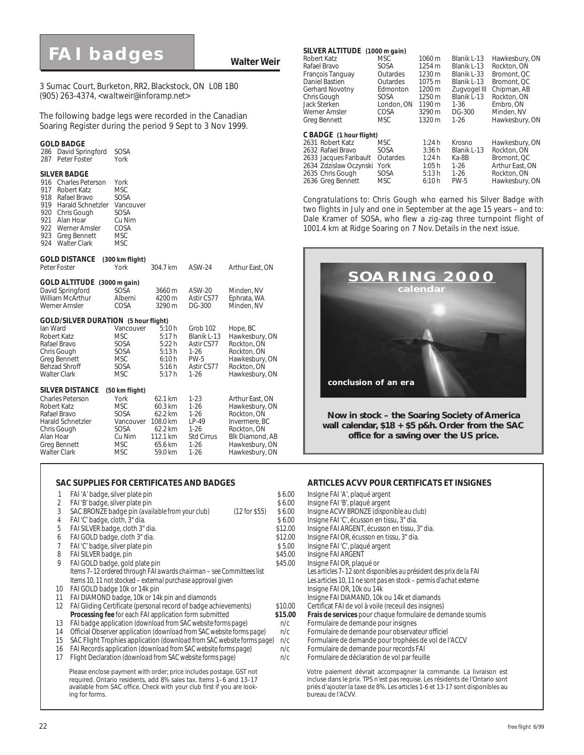# FAI badges

**Walter Weir**

3 Sumac Court, Burketon, RR2, Blackstock, ON L0B 1B0
(905) 263-4374, <waltweir@inforamp.net>

The following badge legs were recorded in the Canadian Soaring Register during the period 9 Sept to 3 Nov 1999.

**GOLD BADGE**

| | | |
|---|---|---|
| 286 | David Springford | SOSA |
| 287 | Peter Foster | York |

**SILVER BADGE**

| | | |
|---|---|---|
| 916 | Charles Peterson | York |
| 917 | Robert Katz | MSC |
| 918 | Rafael Bravo | SOSA |
| 919 | Harald Schnetzler | Vancouver |
| 920 | Chris Gough | SOSA |
| 921 | Alan Hoar | Cu Nim |
| 922 | Werner Amsler | COSA |
| 923 | Greg Bennett | MSC |
| 924 | Walter Clark | MSC |

**GOLD DISTANCE (300 km flight)**

| | | | | |
|---|---|---|---|---|
| Peter Foster | York | 304.7 km | ASW-24 | Arthur East, ON |

**GOLD ALTITUDE (3000 m gain)**

| | | | | |
|---|---|---|---|---|
| David Springford | SOSA | 3660 m | ASW-20 | Minden, NV |
| William McArthur | Alberni | 4200 m | Astir CS77 | Ephrata, WA |
| Werner Amsler | COSA | 3290 m | DG-300 | Minden, NV |

**GOLD/SILVER DURATION (5 hour flight)**

| | | | | |
|---|---|---|---|---|
| Ian Ward | Vancouver | 5:10 h | Grob 102 | Hope, BC |
| Robert Katz | MSC | 5:17 h | Blanik L-13 | Hawkesbury, ON |
| Rafael Bravo | SOSA | 5:22 h | Astir CS77 | Rockton, ON |
| Chris Gough | SOSA | 5:13 h | 1-26 | Rockton, ON |
| Greg Bennett | MSC | 6:10 h | PW-5 | Hawkesbury, ON |
| Behzad Shroff | SOSA | 5:16 h | Astir CS77 | Rockton, ON |
| Walter Clark | MSC | 5:17 h | 1-26 | Hawkesbury, ON |

**SILVER DISTANCE (50 km flight)**

| | | | | |
|---|---|---|---|---|
| Charles Peterson | York | 62.1 km | 1-23 | Arthur East, ON |
| Robert Katz | MSC | 60.3 km | 1-26 | Hawkesbury, ON |
| Rafael Bravo | SOSA | 62.2 km | 1-26 | Rockton, ON |
| Harald Schnetzler | Vancouver | 108.0 km | LP-49 | Invermere, BC |
| Chris Gough | SOSA | 62.2 km | 1-26 | Rockton, ON |
| Alan Hoar | Cu Nim | 112.1 km | Std Cirrus | Blk Diamond, AB |
| Greg Bennett | MSC | 65.6 km | 1-26 | Hawkesbury, ON |
| Walter Clark | MSC | 59.0 km | 1-26 | Hawkesbury, ON |

**SILVER ALTITUDE (1000 m gain)**

| | | | | |
|---|---|---|---|---|
| Robert Katz | MSC | 1060 m | Blanik L-13 | Hawkesbury, ON |
| Rafael Bravo | SOSA | 1254 m | Blanik L-13 | Rockton, ON |
| François Tanguay | Outardes | 1230 m | Blanik L-33 | Bromont, QC |
| Daniel Bastien | Outardes | 1075 m | Blanik L-13 | Bromont, QC |
| Gerhard Novotny | Edmonton | 1200 m | Zugvogel III | Chipman, AB |
| Chris Gough | SOSA | 1250 m | Blanik L-13 | Rockton, ON |
| Jack Sterken | London, ON | 1190 m | 1-36 | Embro, ON |
| Werner Amsler | COSA | 3290 m | DG-300 | Minden, NV |
| Greg Bennett | MSC | 1320 m | 1-26 | Hawkesbury, ON |

**C BADGE (1 hour flight)**

| | | | | | |
|---|---|---|---|---|---|
| 2631 | Robert Katz | MSC | 1:24 h | Krosno | Hawkesbury, ON |
| 2632 | Rafael Bravo | SOSA | 3:36 h | Blanik L-13 | Rockton, ON |
| 2633 | Jacques Faribault | Outardes | 1:24 h | Ka-8B | Bromont, QC |
| 2634 | Zdzislaw Oczynski | York | 1:05 h | 1-26 | Arthur East, ON |
| 2635 | Chris Gough | SOSA | 5:13 h | 1-26 | Rockton, ON |
| 2636 | Greg Bennett | MSC | 6:10 h | PW-5 | Hawkesbury, ON |

Congratulations to: Chris Gough who earned his Silver Badge with two flights in July and one in September at the age 15 years – and to: Dale Kramer of SOSA, who flew a zig-zag three turnpoint flight of 1001.4 km at Ridge Soaring on 7 Nov. Details in the next issue.

**SOARING 2000**
calendar

**conclusion of an era**

**Now in stock – the Soaring Society of America wall calendar, $18 + $5 p&h. Order from the SAC office for a saving over the US price.**

## SAC SUPPLIES FOR CERTIFICATES AND BADGES

| | | | |
|---|---|---|---|
| 1 | FAI 'A' badge, silver plate pin | | $ 6.00 |
| 2 | FAI 'B' badge, silver plate pin | | $ 6.00 |
| 3 | SAC BRONZE badge pin *(available from your club)* | (12 for $55) | $ 6.00 |
| 4 | FAI 'C' badge, cloth, 3" dia. | | $ 6.00 |
| 5 | FAI SILVER badge, cloth 3" dia. | | $12.00 |
| 6 | FAI GOLD badge, cloth 3" dia. | | $12.00 |
| 7 | FAI 'C' badge, silver plate pin | | $ 5.00 |
| 8 | FAI SILVER badge, pin | | $45.00 |
| 9 | FAI GOLD badge, gold plate pin | | $45.00 |
| | *Items 7–12 ordered through FAI awards chairman – see Committees list* | | |
| | *Items 10, 11 not stocked – external purchase approval given* | | |
| 10 | FAI GOLD badge 10k or 14k pin | | |
| 11 | FAI DIAMOND badge, 10k or 14k pin and diamonds | | |
| 12 | FAI Gliding Certificate (personal record of badge achievements) | | $10.00 |
| | **Processing fee** for each FAI application form submitted | | **$15.00** |
| 13 | FAI badge application *(download from SAC website forms page)* | | n/c |
| 14 | Official Observer application *(download from SAC website forms page)* | | n/c |
| 15 | SAC Flight Trophies application *(download from SAC website forms page)* | | n/c |
| 16 | FAI Records application *(download from SAC website forms page)* | | n/c |
| 17 | Flight Declaration *(download from SAC website forms page)* | | n/c |

Please enclose payment with order; price includes postage. GST not required. Ontario residents, add 8% sales tax. Items 1–6 and 13–17 available from SAC office. Check with your club first if you are looking for forms.

## ARTICLES ACVV POUR CERTIFICATS ET INSIGNES

1. Insigne FAI 'A', plaqué argent
2. Insigne FAI 'B', plaqué argent
3. Insigne ACVV BRONZE *(disponible au club)*
4. Insigne FAI 'C', écusson en tissu, 3" dia.
5. Insigne FAI ARGENT, écusson en tissu, 3" dia.
6. Insigne FAI OR, écusson en tissu, 3" dia.
7. Insigne FAI 'C', plaqué argent
8. Insigne FAI ARGENT
9. Insigne FAI OR, plaqué or

*Les articles 7–12 sont disponibles au président des prix de la FAI*
*Les articles 10, 11 ne sont pas en stock – permis d'achat externe*

10. Insigne FAI OR, 10k ou 14k
11. Insigne FAI DIAMAND, 10k ou 14k et diamants
12. Certificat FAI de vol à voile (receuil des insignes)

**Frais de services** pour chaque formulaire de demande soumis

13. Formulaire de demande pour insignes
14. Formulaire de demande pour observateur officiel
15. Formulaire de demande pour trophées de vol de l'ACCV
16. Formulaire de demande pour records FAI
17. Formulaire de déclaration de vol par feuille

Votre paiement dévrait accompagner la commande. La livraison est incluse dans le prix. TPS n'est pas requise. Les résidents de l'Ontario sont priés d'ajouter la taxe de 8%. Les articles 1-6 et 13-17 sont disponibles au bureau de l'ACVV.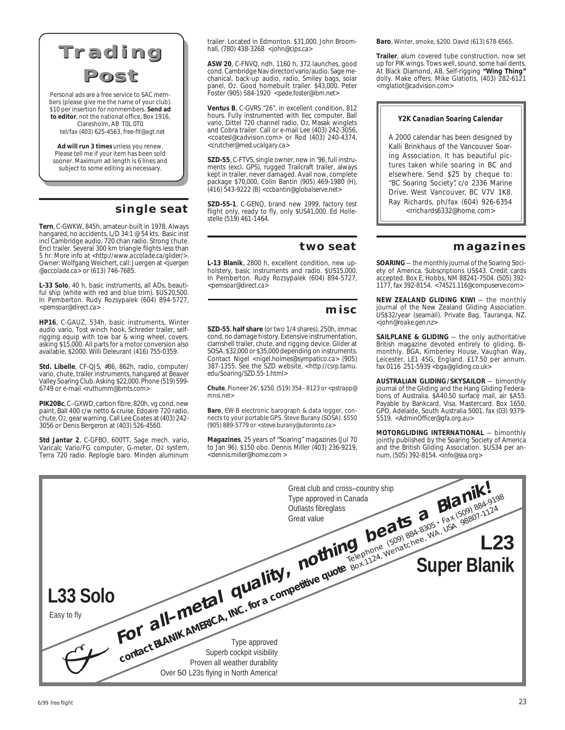# Trading Post

Personal ads are a free service to SAC members (please give me the name of your club). $10 per insertion for nonmembers. **Send ad to editor**, not the national office, Box 1916, Claresholm, AB T0L 0T0 tel/fax (403) 625-4563, free-flt@agt.net

**Ad will run 3 times** unless you renew. Please tell me if your item has been sold sooner. Maximum ad length is 6 lines and subject to some editing as necessary.

## single seat

**Tern**, C-GWKW, 845h, amateur-built in 1978. Always hangared, no accidents, L/D 34:1 @ 54 kts. Basic inst incl Cambridge audio, 720 chan radio, Strong chute. Encl trailer. Several 300 km triangle flights less than 5 hr. More info at <http://www.accolade.ca/glider/>. Owner: Wolfgang Weichert, call: Juergen at <juergen@accolade.ca> or (613) 746-7685.

**L-33 Solo**, 40 h, basic instruments, all ADs, beautiful ship (white with red and blue trim). $US20,500. In Pemberton. Rudy Rozsypalek (604) 894-5727, <pemsoar@direct.ca>

**HP16**, C-GAUZ, 534h, basic instruments, Winter audio vario, Tost winch hook, Schreder trailer, self-rigging equip with tow bar & wing wheel, covers. asking $15,000. All parts for a motor conversion also available, $2000. Willi Deleurant (416) 755-0359.

**Std. Libelle**, CF-QJS, #86, 862h, radio, computer/vario, chute, trailer instruments, hangared at Beaver Valley Soaring Club. Asking $22,000. Phone (519) 599-6749 or e-mail <ruthumm@bmts.com>

**PIK20Bc**, C–GXWD, carbon fibre, 820h, vg cond, new paint, Ball 400 c/w netto & cruise, Edoaire 720 radio, chute, O2, gear warning. Call Lee Coates at (403) 242-3056 or Denis Bergeron at (403) 526-4560.

**Std Jantar 2**, C-GFBO, 600TT, Sage mech. vario, Varicalc Vario/FG computer, G-meter, O2 system, Terra 720 radio. Replogle baro. Minden aluminum trailer. Located in Edmonton. $31,000. John Broomhall, (780) 438-3268 <john@cips.ca>

**ASW 20**, C-FNVQ, ndh, 1160 h, 372 launches, good cond. Cambridge Nav director/vario/audio. Sage mechanical, back-up audio, radio, Smiley bags, solar panel, O2. Good homebuilt trailer. $43,000. Peter Foster (905) 584-1920 <pede.foster@ibm.net>

**Ventus B**, C-GVRS "26", in excellent condition, 812 hours. Fully instrumented with Ilec computer, Ball vario, Dittel 720 channel radio, O2, Masak winglets and Cobra trailer. Call or e-mail Lee (403) 242-3056, <coatesl@cadvision.com> or Rod (403) 240-4374, <crutcher@med.ucalgary.ca>

**SZD-55**, C-FTVS, single owner, new in '96, full instruments (excl. GPS), rugged Trailcraft trailer, always kept in trailer, never damaged. Avail now, complete package $70,000, Colin Bantin (905) 469-1980 (H), (416) 543-9222 (B) <ccbantin@globalserve.net>

**SZD-55-1**, C-GENQ, brand new 1999, factory test flight only, ready to fly, only $US41,000. Ed Hollestelle (519) 461-1464.

## two seat

**L-13 Blanik**, 2800 h, excellent condition, new upholstery, basic instruments and radio. $US15,000. In Pemberton. Rudy Rozsypalek (604) 894-5727, <pemsoar@direct.ca>

## misc

**SZD-55**, **half share** (or two 1/4 shares), 250h, immac cond, no damage history. Extensive instrumentation, clamshell trailer, chute, and rigging device. Glider at SOSA. $32,000 or $35,000 depending on instruments. Contact Nigel <nigel.holmes@sympatico.ca> (905) 387-1355. See the SZD website, <http://csrp.tamu.edu/Soaring/SZD.55-1.html>

**Chute**, Pioneer 26', $250. (519) 354 - 8123 or <pstrapp@mnsi.net>

**Baro**, EW-B electronic barograph & data logger, connects to your portable GPS. Steve Burany (SOSA). $550 (905) 889-5779 or <steve.burany@utoronto.ca>

**Magazines**, 25 years of "Soaring" magazines (Jul 70 to Jan 96). $150 obo. Dennis Miller (403) 236-9219, <dennis.miller@home.com >

**Baro**, Winter, smoke, $200. David (613) 678-6565.

**Trailer**, alum covered tube construction, now set up for PIK wings. Tows well, sound, some hail dents. At Black Diamond, AB. Self-rigging **"Wing Thing"** dolly. Make offers. Mike Glatiotis, (403) 282-6121 <mglatiot@cadvision.com>

**Y2K Canadian Soaring Calendar**

A 2000 calendar has been designed by Kalli Brinkhaus of the Vancouver Soaring Association. It has beautiful pictures taken while soaring in BC and elsewhere. Send $25 by cheque to: "BC Soaring Society", c/o 2336 Marine Drive, West Vancouver, BC V7V 1K8. Ray Richards, ph/fax (604) 926-6354 <rrichards6332@home. com>

## magazines

**SOARING** — the monthly journal of the Soaring Society of America. Subscriptions US$43. Credit cards accepted. Box E, Hobbs, NM 88241-7504. (505) 392-1177, fax 392-8154. <74521.116@compuserve.com>

**NEW ZEALAND GLIDING KIWI** — the monthly journal of the New Zealand Gliding Association. US$32/year (seamail). Private Bag, Tauranga, NZ. <john@roake.gen.nz>

**SAILPLANE & GLIDING** — the only authoritative British magazine devoted entirely to gliding. Bimonthly. BGA, Kimberley House, Vaughan Way, Leicester, LE1 4SG, England. £17.50 per annum. fax 0116 251-5939 <bga@gliding.co.uk>

**AUSTRALIAN GLIDING/SKYSAILOR** — bimonthly journal of the Gliding and the Hang Gliding Federations of Australia. $A40.50 surface mail, air $A55. Payable by Bankcard, Visa, Mastercard. Box 1650, GPO, Adelaide, South Australia 5001. fax (03) 9379-5519. <AdminOfficer@gfa.org.au>

**MOTORGLIDING INTERNATIONAL** — bimonthly jointly published by the Soaring Society of America and the British Gliding Association. $US34 per annum, (505) 392-8154. <info@ssa.org>

---

**L23 Super Blanik** — Great club and cross–country ship. Type approved in Canada. Outlasts fibreglass. Great value.

**For all-metal quality, nothing beats a Blanik!**

**contact BLANIK AMERICA, INC. for a competitive quote** — Telephone (509) 884-8305 • Fax (509) 884-9198, Box 1124, Wenatchee, WA, USA 98807-1124

**L33 Solo** — Easy to fly. Type approved. Superb cockpit visibility. Proven all weather durability. Over 50 L23s flying in North America!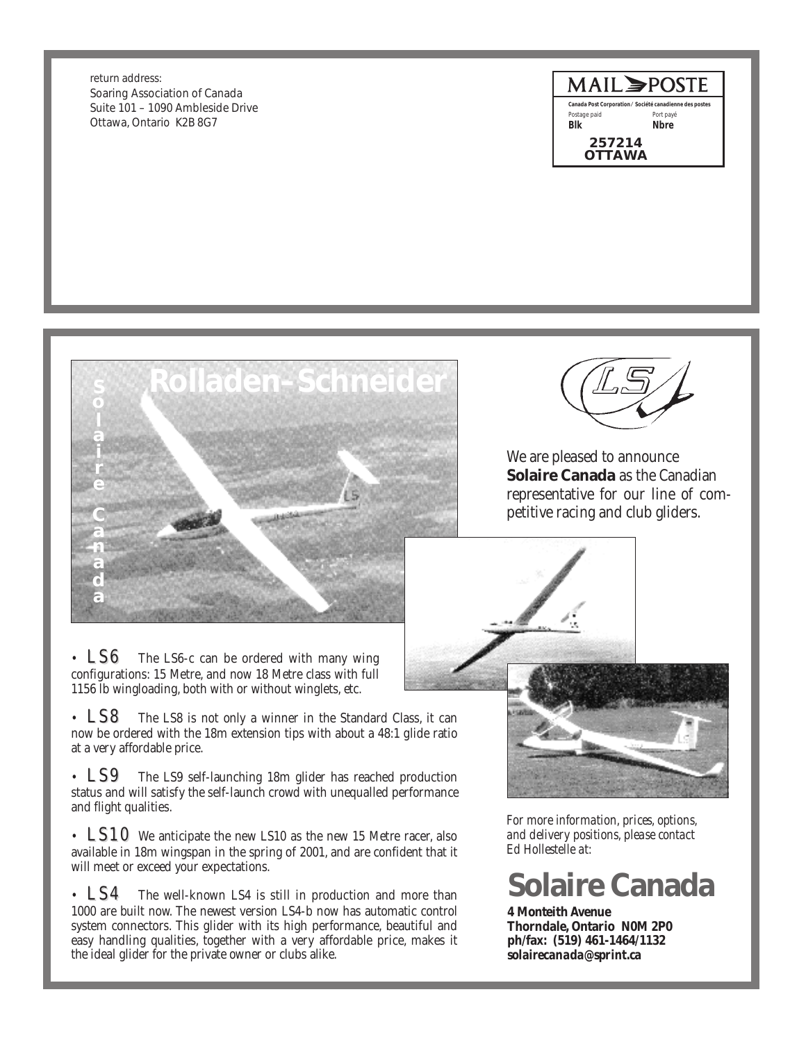return address:
Soaring Association of Canada
Suite 101 – 1090 Ambleside Drive
Ottawa, Ontario K2B 8G7

MAIL POSTE
Canada Post Corporation / Société canadienne des postes
Postage paid Port payé
Blk Nbre
257214
OTTAWA

# Rolladen-Schneider

Solaire Canada

We are pleased to announce **Solaire Canada** as the Canadian representative for our line of competitive racing and club gliders.

• **LS6** The LS6-c can be ordered with many wing configurations: 15 Metre, and now 18 Metre class with full 1156 lb wingloading, both with or without winglets, etc.

• **LS8** The LS8 is not only a winner in the Standard Class, it can now be ordered with the 18m extension tips with about a 48:1 glide ratio at a very affordable price.

• **LS9** The LS9 self-launching 18m glider has reached production status and will satisfy the self-launch crowd with unequalled performance and flight qualities.

• **LS10** We anticipate the new LS10 as the new 15 Metre racer, also available in 18m wingspan in the spring of 2001, and are confident that it will meet or exceed your expectations.

• **LS4** The well-known LS4 is still in production and more than 1000 are built now. The newest version LS4-b now has automatic control system connectors. This glider with its high performance, beautiful and easy handling qualities, together with a very affordable price, makes it the ideal glider for the private owner or clubs alike.

*For more information, prices, options, and delivery positions, please contact Ed Hollestelle at:*

# Solaire Canada

**4 Monteith Avenue**
**Thorndale, Ontario N0M 2P0**
**ph/fax: (519) 461-1464/1132**
**solairecanada@sprint.ca**